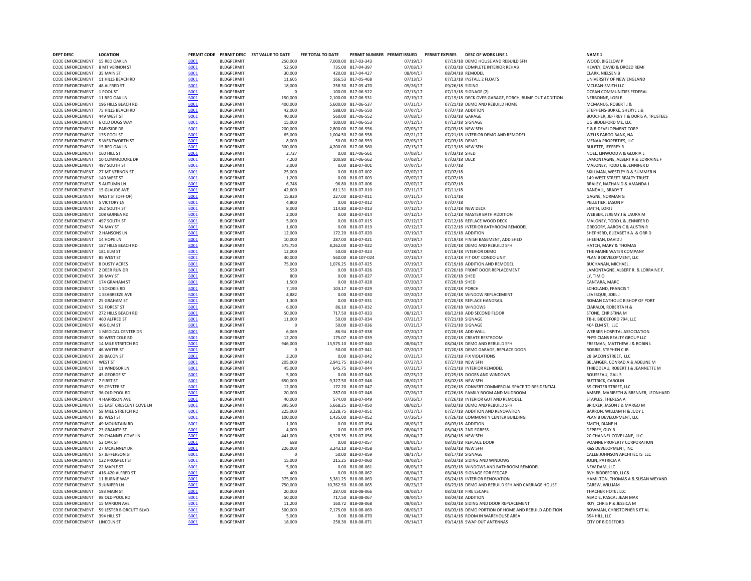| DEPT DESC | LOCATION | PERMIT CODE | PERMIT DESC | EST VALUE TO DATE | FEE TOTAL TO DATE | PERMIT NUMBER | PERMIT ISSUED | PERMIT EXPIRES | DESC OF WORK LINE 1 | NAME 1 |
|---|---|---|---|---|---|---|---|---|---|---|
| CODE ENFORCEMENT | 15 RED OAK LN | B001 | BLDGPERMIT | 250,000 | 7,000.00 | B17-03-343 | 07/19/17 | 07/19/18 | DEMO HOUSE AND REBUILD SFH | WOOD, BIGELOW P |
| CODE ENFORCEMENT | 8 MT VERNON ST | B001 | BLDGPERMIT | 52,500 | 735.00 | B17-04-397 | 07/03/17 | 07/03/18 | COMPLETE INTERIOR REHAB | HEWEY, DAVID & DROZD REMI |
| CODE ENFORCEMENT | 35 MAIN ST | B001 | BLDGPERMIT | 30,000 | 420.00 | B17-04-427 | 08/04/17 | 08/04/18 | REMODEL | CLARK, NIELSEN B |
| CODE ENFORCEMENT | 11 HILLS BEACH RD | B001 | BLDGPERMIT | 11,605 | 166.53 | B17-05-468 | 07/13/17 | 07/13/18 | INSTALL 2 FLOATS | UNIVERSITY OF NEW ENGLAND |
| CODE ENFORCEMENT | 48 ALFRED ST | B001 | BLDGPERMIT | 18,000 | 258.30 | B17-05-470 | 09/26/17 | 09/26/18 | SIDING | MCLEAN-SMITH LLC |
| CODE ENFORCEMENT | 1 POOL ST | B001 | BLDGPERMIT | 0 | 100.00 | B17-05-522 | 07/13/17 | 07/13/18 | SIGNAGE (2) | OCEAN COMMUNITIES FEDERAL |
| CODE ENFORCEMENT | 11 RED OAK LN | B001 | BLDGPERMIT | 150,000 | 2,100.00 | B17-06-531 | 07/19/17 | 07/19/18 | DECK OVER GARAGE, PORCH, BUMP OUT ADDITION | NERBONNE, LORI E. |
| CODE ENFORCEMENT | 196 HILLS BEACH RD | B001 | BLDGPERMIT | 400,000 | 5,600.00 | B17-06-537 | 07/21/17 | 07/21/18 | DEMO AND REBUILD HOME | MCMANUS, ROBERT J & |
| CODE ENFORCEMENT | 75 HILLS BEACH RD | B001 | BLDGPERMIT | 42,000 | 588.00 | B17-06-550 | 07/07/17 | 07/07/18 | ADDITION | STEPHENS-BURKE, SHERYL L & |
| CODE ENFORCEMENT | 449 WEST ST | B001 | BLDGPERMIT | 40,000 | 560.00 | B17-06-552 | 07/03/17 | 07/03/18 | GARAGE | BOUCHER, JEFFREY T & DORIS A, TRUSTEES |
| CODE ENFORCEMENT | 6 OLD DOGS WAY | B001 | BLDGPERMIT | 15,000 | 100.00 | B17-06-553 | 07/12/17 | 07/12/18 | SIGNAGE | UG BIDDEFORD ME, LLC |
| CODE ENFORCEMENT | PARKSIDE DR | B001 | BLDGPERMIT | 200,000 | 2,800.00 | B17-06-556 | 07/03/17 | 07/03/18 | NEW SFH | E & R DEVELOPMENT CORP |
| CODE ENFORCEMENT | 135 POOL ST | B001 | BLDGPERMIT | 65,000 | 1,004.50 | B17-06-558 | 07/21/17 | 07/21/18 | INTERIOR DEMO AND REMODEL | WELLS FARGO BANK, NA |
| CODE ENFORCEMENT | 5 WENTWORTH ST | B001 | BLDGPERMIT | 8,000 | 50.00 | B17-06-559 | 07/03/17 | 07/03/18 | DEMO | MENAA PROPERTIES, LLC |
| CODE ENFORCEMENT | 15 RED OAK LN | B001 | BLDGPERMIT | 300,000 | 4,200.00 | B17-06-560 | 07/13/17 | 07/13/18 | NEW SFH | BULETTE, JEFFREY R. |
| CODE ENFORCEMENT | 160 HILL ST | B001 | BLDGPERMIT | 2,727 | 0.00 | B17-06-561 | 07/03/17 | 07/03/18 | SHED | NOEL, LINWOOD A & GLORIA L |
| CODE ENFORCEMENT | 10 COMMODORE DR | B001 | BLDGPERMIT | 7,200 | 100.80 | B17-06-562 | 07/03/17 | 07/03/18 | DECK | LAMONTAGNE, ALBERT R & LORRAINE F |
| CODE ENFORCEMENT | 497 SOUTH ST | B001 | BLDGPERMIT | 3,000 | 0.00 | B18-07-001 | 07/07/17 | 07/07/18 | | MALONEY, TODD L & JENNIFER D |
| CODE ENFORCEMENT | 27 MT VERNON ST | B001 | BLDGPERMIT | 25,000 | 0.00 | B18-07-002 | 07/07/17 | 07/07/18 | | SKILLMAN, WESTLEY D & SUMMER N |
| CODE ENFORCEMENT | 149 WEST ST | B001 | BLDGPERMIT | 1,200 | 0.00 | B18-07-003 | 07/07/17 | 07/07/18 | | 149 WEST STREET REALTY TRUST |
| CODE ENFORCEMENT | 5 AUTUMN LN | B001 | BLDGPERMIT | 6,746 | 96.80 | B18-07-006 | 07/07/17 | 07/07/18 | | BRALEY, NATHAN D & AMANDA J |
| CODE ENFORCEMENT | 15 GLAUDE AVE | B001 | BLDGPERMIT | 42,600 | 611.31 | B18-07-010 | 07/11/17 | 07/11/18 | | RANDALL, BRADY T |
| CODE ENFORCEMENT | WEST ST (OFF OF) | B001 | BLDGPERMIT | 15,820 | 227.00 | B18-07-011 | 07/11/17 | 07/11/18 | | GAGNE, NORMAN G |
| CODE ENFORCEMENT | 5 VICTORY LN | B001 | BLDGPERMIT | 4,800 | 0.00 | B18-07-012 | 07/07/17 | 07/07/18 | | PELLETIER, JASON P |
| CODE ENFORCEMENT | 262 SOUTH ST | B001 | BLDGPERMIT | 8,000 | 114.80 | B18-07-013 | 07/12/17 | 07/12/18 | NEW DECK | SMITH, LORI J |
| CODE ENFORCEMENT | 108 GUINEA RD | B001 | BLDGPERMIT | 2,000 | 0.00 | B18-07-014 | 07/12/17 | 07/12/18 | MASTER BATH ADDITION | WEBBER, JEREMY J & LAURA M |
| CODE ENFORCEMENT | 497 SOUTH ST | B001 | BLDGPERMIT | 5,000 | 0.00 | B18-07-015 | 07/12/17 | 07/12/18 | REPLACE WOOD DECK | MALONEY, TODD L & JENNIFER D |
| CODE ENFORCEMENT | 74 MAY ST | B001 | BLDGPERMIT | 1,600 | 0.00 | B18-07-019 | 07/12/17 | 07/12/18 | INTERIOR BATHROOM REMODEL | GREGORY, AARON C & AUSTIN R |
| CODE ENFORCEMENT | 2 HANSONS LN | B001 | BLDGPERMIT | 12,000 | 172.20 | B18-07-020 | 07/19/17 | 07/19/18 | ADDITION | SHEPHERD, ELIZABETH A & ORR D |
| CODE ENFORCEMENT | 14 HOPE LN | B001 | BLDGPERMIT | 10,000 | 287.00 | B18-07-021 | 07/19/17 | 07/19/18 | FINISH BASEMENT, ADD SHED | SHEEHAN, DAVID J |
| CODE ENFORCEMENT | 187 HILLS BEACH RD | B001 | BLDGPERMIT | 575,750 | 8,262.00 | B18-07-022 | 07/20/17 | 07/20/18 | DEMO AND REBUILD SFH | HATCH, MARY & THOMAS |
| CODE ENFORCEMENT | 181 ELM ST | B001 | BLDGPERMIT | 12,000 | 50.00 | B18-07-023 | 07/18/17 | 07/18/18 | INTERIOR DEMO | THE MAINE WATER COMPANY |
| CODE ENFORCEMENT | 85 WEST ST | B001 | BLDGPERMIT | 40,000 | 560.00 | B18-107-024 | 07/13/17 | 07/13/18 | FIT OUT CONDO UNIT | PLAN B DEVELOPMENT, LLC |
| CODE ENFORCEMENT | 8 DUSTY ACRES | B001 | BLDGPERMIT | 75,000 | 1,076.25 | B18-07-025 | 07/19/17 | 07/19/18 | ADDITION AND REMODEL | BUCHANAN, MICHAEL |
| CODE ENFORCEMENT | 2 DEER RUN DR | B001 | BLDGPERMIT | 550 | 0.00 | B18-07-026 | 07/20/17 | 07/20/18 | FRONT DOOR REPLACEMENT | LAMONTAGNE, ALBERT R. & LORRAINE F. |
| CODE ENFORCEMENT | 38 MAY ST | B001 | BLDGPERMIT | 800 | 0.00 | B18-07-027 | 07/20/17 | 07/20/18 | SHED | LY, TIM O. |
| CODE ENFORCEMENT | 174 GRAHAM ST | B001 | BLDGPERMIT | 1,500 | 0.00 | B18-07-028 | 07/20/17 | 07/20/18 | SHED | CANTARA, MARC |
| CODE ENFORCEMENT | 1 SOKOKIS RD | B001 | BLDGPERMIT | 7,190 | 103.17 | B18-07-029 | 07/20/17 | 07/20/18 | PORCH | SCHOLAND, FRANCIS T |
| CODE ENFORCEMENT | 1 SEABREEZE AVE | B001 | BLDGPERMIT | 4,882 | 0.00 | B18-07-030 | 07/20/17 | 07/20/18 | WINDOW REPLACEMENT | LEVESQUE, JOEL J |
| CODE ENFORCEMENT | 25 GRAHAM ST | B001 | BLDGPERMIT | 1,300 | 0.00 | B18-07-031 | 07/20/17 | 07/20/18 | REPLACE HANDRAIL | ROMAN CATHOLIC BISHOP OF PORT |
| CODE ENFORCEMENT | 52 FOREST ST | B001 | BLDGPERMIT | 6,000 | 86.10 | B18-07-032 | 07/20/17 | 07/20/18 | WINDOWS | CIARALDI, ROBERTA H & |
| CODE ENFORCEMENT | 272 HILLS BEACH RD | B001 | BLDGPERMIT | 50,000 | 717.50 | B18-07-033 | 08/12/17 | 08/12/18 | ADD SECOND FLOOR | STONE, CHRISTINA M |
| CODE ENFORCEMENT | 460 ALFRED ST | B001 | BLDGPERMIT | 11,000 | 50.00 | B18-07-034 | 07/21/17 | 07/21/18 | SIGNAGE | TB-JL BIDDEFORD 794, LLC |
| CODE ENFORCEMENT | 406 ELM ST | B001 | BLDGPERMIT | 0 | 50.00 | B18-07-036 | 07/21/17 | 07/21/18 | SIGNAGE | 404 ELM ST, LLC |
| CODE ENFORCEMENT | 1 MEDICAL CENTER DR | B001 | BLDGPERMIT | 6,069 | 86.94 | B18-07-038 | 07/20/17 | 07/20/18 | ADD WALL | WEBBER HOSPITAL ASSOCIATION |
| CODE ENFORCEMENT | 30 WEST COLE RD | B001 | BLDGPERMIT | 12,200 | 175.07 | B18-07-039 | 07/20/17 | 07/20/18 | CREATE RESTROOM | PHYSICIANS REALTY GROUP LLC |
| CODE ENFORCEMENT | 14 MILE STRETCH RD | B001 | BLDGPERMIT | 946,000 | 13,575.10 | B18-07-040 | 08/04/17 | 08/04/18 | DEMO AND REBUILD SFH | FREEMAN, MATTHEW J & ROBIN L |
| CODE ENFORCEMENT | 46 WATER ST | B001 | BLDGPERMIT | 0 | 50.00 | B18-07-041 | 07/20/17 | 07/20/18 | DEMO GARAGE, REPLACE DOOR | ROBBIE, STEPHEN C JR |
| CODE ENFORCEMENT | 28 BACON ST | B001 | BLDGPERMIT | 3,200 | 0.00 | B18-07-042 | 07/21/17 | 07/21/18 | FIX VIOLATIONS | 28 BACON STREET, LLC |
| CODE ENFORCEMENT | WEST ST | B001 | BLDGPERMIT | 205,000 | 2,941.75 | B18-07-043 | 07/27/17 | 07/27/18 | NEW SFH | BELANGER, CONRAD A & ADELINE M |
| CODE ENFORCEMENT | 11 WINDSOR LN | B001 | BLDGPERMIT | 45,000 | 645.75 | B18-07-044 | 07/21/17 | 07/21/18 | INTERIOR REMODEL | THIBODEAU, ROBERT J & JEANNETTE M |
| CODE ENFORCEMENT | 45 GEORGE ST | B001 | BLDGPERMIT | 5,000 | 0.00 | B18-07-045 | 07/25/17 | 07/25/18 | DOORS AND WINDOWS | ROUSSEAU, GAIL S |
| CODE ENFORCEMENT | 7 FIRST ST | B001 | BLDGPERMIT | 650,000 | 9,327.50 | B18-07-046 | 08/02/17 | 08/02/18 | NEW SFH | BUTTRICK, CAROLIN |
| CODE ENFORCEMENT | 59 CENTER ST | B001 | BLDGPERMIT | 12,000 | 172.20 | B18-07-047 | 07/26/17 | 07/26/18 | CONVERT COMMERCIAL SPACE TO RESIDENTIAL | 59 CENTER STREET, LLC |
| CODE ENFORCEMENT | 36 OLD POOL RD | B001 | BLDGPERMIT | 20,000 | 287.00 | B18-07-048 | 07/26/17 | 07/26/18 | FAMILY ROOM AND MUDROOM | AMBER, MARIBETH & BRENNER, LEONHARD |
| CODE ENFORCEMENT | 4 HARRISON AVE | B001 | BLDGPERMIT | 40,000 | 574.00 | B18-07-049 | 07/26/17 | 07/26/18 | INTERIOR GUT AND REMODEL | STAPLES, THERESA A |
| CODE ENFORCEMENT | 15 EAST CRESCENT COVE LN | B001 | BLDGPERMIT | 395,500 | 5,668.25 | B18-07-050 | 08/02/17 | 08/02/18 | DEMO AND REBUILD SFH | BRICKER, JASON J & MARGO M |
| CODE ENFORCEMENT | 58 MILE STRETCH RD | B001 | BLDGPERMIT | 225,000 | 3,228.75 | B18-07-051 | 07/27/17 | 07/27/18 | ADDITION AND RENOVATION | BARRON, WILLIAM H & JUDY L |
| CODE ENFORCEMENT | 85 WEST ST | B001 | BLDGPERMIT | 100,000 | 1,435.00 | B18-07-052 | 07/26/17 | 07/26/18 | COMMUNITY CENTER BUILDING | PLAN B DEVELOPMENT, LLC |
| CODE ENFORCEMENT | 49 MOUNTAIN RD | B001 | BLDGPERMIT | 1,000 | 0.00 | B18-07-054 | 08/03/17 | 08/03/18 | ADDITION | SMITH, DIANE H |
| CODE ENFORCEMENT | 23 GRANITE ST | B001 | BLDGPERMIT | 4,000 | 0.00 | B18-07-055 | 08/04/17 | 08/04/18 | 2ND EGRESS | DEPREY, GUY R |
| CODE ENFORCEMENT | 20 CHANNEL COVE LN | B001 | BLDGPERMIT | 441,000 | 6,328.35 | B18-07-056 | 08/04/17 | 08/04/18 | NEW SFH | 20 CHANNEL COVE LANE, LLC |
| CODE ENFORCEMENT | 53 OAK ST | B001 | BLDGPERMIT | 688 | 0.00 | B18-07-057 | 08/01/17 | 08/01/18 | REPLACE DOOR | VOANNE PROPERTY CORPORATION |
| CODE ENFORCEMENT | 27 MCKENNEY DR | B001 | BLDGPERMIT | 226,000 | 3,243.10 | B18-07-058 | 08/03/17 | 08/03/18 | NEW SFH | K&S DEVELOPMENT, INC |
| CODE ENFORCEMENT | 57 JEFFERSON ST | B001 | BLDGPERMIT | 0 | 50.00 | B18-07-059 | 08/17/17 | 08/17/18 | SIGNAGE | CALEB JOHNSON ARCHITECTS LLC |
| CODE ENFORCEMENT | 122 PROSPECT ST | B001 | BLDGPERMIT | 15,000 | 215.25 | B18-07-060 | 08/03/17 | 08/03/18 | SIDING AND WINDOWS | JOLIN, PATRICIA A |
| CODE ENFORCEMENT | 22 MAPLE ST | B001 | BLDGPERMIT | 5,000 | 0.00 | B18-08-061 | 08/03/17 | 08/03/18 | WINDOWS AND BATHROOM REMODEL | NEW DAM, LLC |
| CODE ENFORCEMENT | 416-420 ALFRED ST | B001 | BLDGPERMIT | 400 | 0.00 | B18-08-062 | 08/04/17 | 08/04/18 | SIGNAGE FOR FEDCAP | BVH BIDDEFORD, LLC& |
| CODE ENFORCEMENT | 11 BURNIE WAY | B001 | BLDGPERMIT | 375,000 | 5,381.25 | B18-08-063 | 08/24/17 | 08/24/18 | INTERIOR RENOVATION | HAMILTON, THOMAS A & SUSAN WEYAND |
| CODE ENFORCEMENT | 9 JUNIPER LN | B001 | BLDGPERMIT | 750,000 | 10,762.50 | B18-08-065 | 08/23/17 | 08/23/18 | DEMO AND REBUILD SFH AND CARRIAGE HOUSE | CAREW, WILLIAM |
| CODE ENFORCEMENT | 193 MAIN ST | B001 | BLDGPERMIT | 20,000 | 287.00 | B18-08-066 | 08/03/17 | 08/03/18 | FIRE ESCAPE | THACHER HOTEL LLC |
| CODE ENFORCEMENT | 98 OLD POOL RD | B001 | BLDGPERMIT | 50,000 | 717.50 | B18-08-067 | 08/04/17 | 08/04/18 | ADDITION | ABADIE, PASCAL JEAN MAX |
| CODE ENFORCEMENT | 15 MARION AVE | B001 | BLDGPERMIT | 11,200 | 160.72 | B18-08-068 | 08/03/17 | 08/03/18 | SIDING AND DOOR REPLACEMENT | ROY, CHRIS P & JESSICA M |
| CODE ENFORCEMENT | 59 LESTER B ORCUTT BLVD | B001 | BLDGPERMIT | 500,000 | 7,175.00 | B18-08-069 | 08/03/17 | 08/03/18 | DEMO PORTION OF HOME AND REBUILD ADDITION | BOWMAN, CHRISTOPHER S ET AL |
| CODE ENFORCEMENT | 394 HILL ST | B001 | BLDGPERMIT | 5,000 | 0.00 | B18-08-070 | 08/14/17 | 08/14/18 | ROOM IN WAREHOUSE AREA | 394 HILL, LLC |
| CODE ENFORCEMENT | LINCOLN ST | B001 | BLDGPERMIT | 18,000 | 258.30 | B18-08-071 | 09/14/17 | 09/14/18 | SWAP OUT ANTENNAS | CITY OF BIDDEFORD |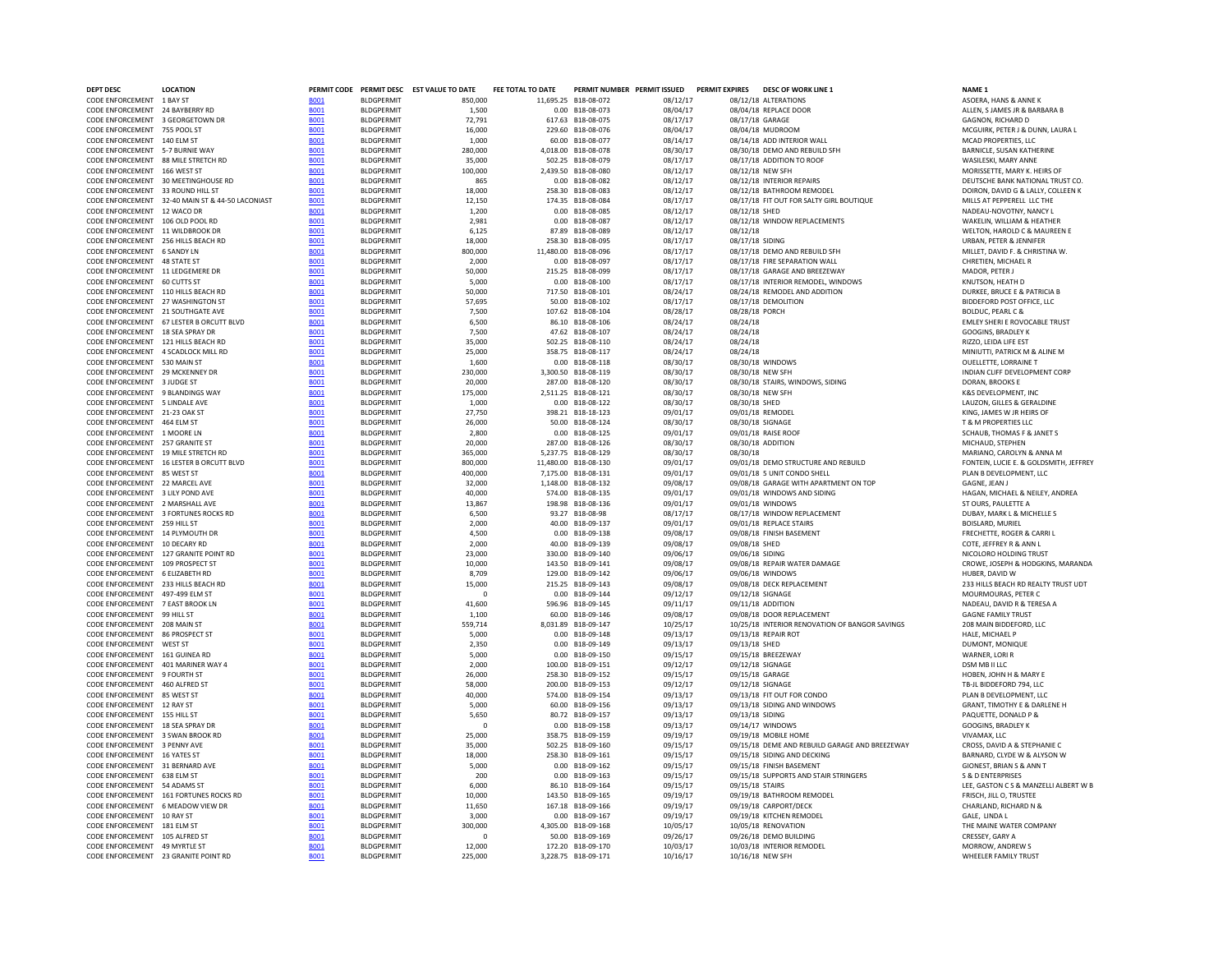| DEPT DESC | LOCATION | PERMIT CODE | PERMIT DESC | EST VALUE TO DATE | FEE TOTAL TO DATE | PERMIT NUMBER | PERMIT ISSUED | PERMIT EXPIRES | DESC OF WORK LINE 1 | NAME 1 |
|---|---|---|---|---|---|---|---|---|---|---|
| CODE ENFORCEMENT | 1 BAY ST | B001 | BLDGPERMIT | 850,000 | 11,695.25 | B18-08-072 | 08/12/17 | 08/12/18 | ALTERATIONS | ASOERA, HANS & ANNE K |
| CODE ENFORCEMENT | 24 BAYBERRY RD | B001 | BLDGPERMIT | 1,500 | 0.00 | B18-08-073 | 08/04/17 | 08/04/18 | REPLACE DOOR | ALLEN, S JAMES JR & BARBARA B |
| CODE ENFORCEMENT | 3 GEORGETOWN DR | B001 | BLDGPERMIT | 72,791 | 617.63 | B18-08-075 | 08/17/17 | 08/17/18 | GARAGE | GAGNON, RICHARD D |
| CODE ENFORCEMENT | 755 POOL ST | B001 | BLDGPERMIT | 16,000 | 229.60 | B18-08-076 | 08/04/17 | 08/04/18 | MUDROOM | MCGUIRK, PETER J & DUNN, LAURA L |
| CODE ENFORCEMENT | 140 ELM ST | B001 | BLDGPERMIT | 1,000 | 60.00 | B18-08-077 | 08/14/17 | 08/14/18 | ADD INTERIOR WALL | MCAD PROPERTIES, LLC |
| CODE ENFORCEMENT | 5-7 BURNIE WAY | B001 | BLDGPERMIT | 280,000 | 4,018.00 | B18-08-078 | 08/30/17 | 08/30/18 | DEMO AND REBUILD SFH | BARNICLE, SUSAN KATHERINE |
| CODE ENFORCEMENT | 88 MILE STRETCH RD | B001 | BLDGPERMIT | 35,000 | 502.25 | B18-08-079 | 08/17/17 | 08/17/18 | ADDITION TO ROOF | WASILESKI, MARY ANNE |
| CODE ENFORCEMENT | 166 WEST ST | B001 | BLDGPERMIT | 100,000 | 2,439.50 | B18-08-080 | 08/12/17 | 08/12/18 | NEW SFH | MORISSETTE, MARY K. HEIRS OF |
| CODE ENFORCEMENT | 30 MEETINGHOUSE RD | B001 | BLDGPERMIT | 865 | 0.00 | B18-08-082 | 08/12/17 | 08/12/18 | INTERIOR REPAIRS | DEUTSCHE BANK NATIONAL TRUST CO. |
| CODE ENFORCEMENT | 33 ROUND HILL ST | B001 | BLDGPERMIT | 18,000 | 258.30 | B18-08-083 | 08/12/17 | 08/12/18 | BATHROOM REMODEL | DOIRON, DAVID G & LALLY, COLLEEN K |
| CODE ENFORCEMENT | 32-40 MAIN ST & 44-50 LACONIAST | B001 | BLDGPERMIT | 12,150 | 174.35 | B18-08-084 | 08/17/17 | 08/17/18 | FIT OUT FOR SALTY GIRL BOUTIQUE | MILLS AT PEPPERELL LLC THE |
| CODE ENFORCEMENT | 12 WACO DR | B001 | BLDGPERMIT | 1,200 | 0.00 | B18-08-085 | 08/12/17 | 08/12/18 | SHED | NADEAU-NOVOTNY, NANCY L |
| CODE ENFORCEMENT | 106 OLD POOL RD | B001 | BLDGPERMIT | 2,981 | 0.00 | B18-08-087 | 08/12/17 | 08/12/18 | WINDOW REPLACEMENTS | WAKELIN, WILLIAM & HEATHER |
| CODE ENFORCEMENT | 11 WILDBROOK DR | B001 | BLDGPERMIT | 6,125 | 87.89 | B18-08-089 | 08/12/17 | 08/12/18 | | WELTON, HAROLD C & MAUREEN E |
| CODE ENFORCEMENT | 256 HILLS BEACH RD | B001 | BLDGPERMIT | 18,000 | 258.30 | B18-08-095 | 08/17/17 | 08/17/18 | SIDING | URBAN, PETER & JENNIFER |
| CODE ENFORCEMENT | 6 SANDY LN | B001 | BLDGPERMIT | 800,000 | 11,480.00 | B18-08-096 | 08/17/17 | 08/17/18 | DEMO AND REBUILD SFH | MILLET, DAVID F. & CHRISTINA W. |
| CODE ENFORCEMENT | 48 STATE ST | B001 | BLDGPERMIT | 2,000 | 0.00 | B18-08-097 | 08/17/17 | 08/17/18 | FIRE SEPARATION WALL | CHRETIEN, MICHAEL R |
| CODE ENFORCEMENT | 11 LEDGEMERE DR | B001 | BLDGPERMIT | 50,000 | 215.25 | B18-08-099 | 08/17/17 | 08/17/18 | GARAGE AND BREEZEWAY | MADOR, PETER J |
| CODE ENFORCEMENT | 60 CUTTS ST | B001 | BLDGPERMIT | 5,000 | 0.00 | B18-08-100 | 08/17/17 | 08/17/18 | INTERIOR REMODEL, WINDOWS | KNUTSON, HEATH D |
| CODE ENFORCEMENT | 110 HILLS BEACH RD | B001 | BLDGPERMIT | 50,000 | 717.50 | B18-08-101 | 08/24/17 | 08/24/18 | REMODEL AND ADDITION | DURKEE, BRUCE E & PATRICIA B |
| CODE ENFORCEMENT | 27 WASHINGTON ST | B001 | BLDGPERMIT | 57,695 | 50.00 | B18-08-102 | 08/17/17 | 08/17/18 | DEMOLITION | BIDDEFORD POST OFFICE, LLC |
| CODE ENFORCEMENT | 21 SOUTHGATE AVE | B001 | BLDGPERMIT | 7,500 | 107.62 | B18-08-104 | 08/28/17 | 08/28/18 | PORCH | BOLDUC, PEARL C & |
| CODE ENFORCEMENT | 67 LESTER B ORCUTT BLVD | B001 | BLDGPERMIT | 6,500 | 86.10 | B18-08-106 | 08/24/17 | 08/24/18 | | EMLEY SHERI E ROVOCABLE TRUST |
| CODE ENFORCEMENT | 18 SEA SPRAY DR | B001 | BLDGPERMIT | 7,500 | 47.62 | B18-08-107 | 08/24/17 | 08/24/18 | | GOOGINS, BRADLEY K |
| CODE ENFORCEMENT | 121 HILLS BEACH RD | B001 | BLDGPERMIT | 35,000 | 502.25 | B18-08-110 | 08/24/17 | 08/24/18 | | RIZZO, LEIDA LIFE EST |
| CODE ENFORCEMENT | 4 SCADLOCK MILL RD | B001 | BLDGPERMIT | 25,000 | 358.75 | B18-08-117 | 08/24/17 | 08/24/18 | | MINIUTTI, PATRICK M & ALINE M |
| CODE ENFORCEMENT | 530 MAIN ST | B001 | BLDGPERMIT | 1,600 | 0.00 | B18-08-118 | 08/30/17 | 08/30/18 | WINDOWS | OUELLETTE, LORRAINE T |
| CODE ENFORCEMENT | 29 MCKENNEY DR | B001 | BLDGPERMIT | 230,000 | 3,300.50 | B18-08-119 | 08/30/17 | 08/30/18 | NEW SFH | INDIAN CLIFF DEVELOPMENT CORP |
| CODE ENFORCEMENT | 3 JUDGE ST | B001 | BLDGPERMIT | 20,000 | 287.00 | B18-08-120 | 08/30/17 | 08/30/18 | STAIRS, WINDOWS, SIDING | DORAN, BROOKS E |
| CODE ENFORCEMENT | 9 BLANDINGS WAY | B001 | BLDGPERMIT | 175,000 | 2,511.25 | B18-08-121 | 08/30/17 | 08/30/18 | NEW SFH | K&S DEVELOPMENT, INC |
| CODE ENFORCEMENT | 5 LINDALE AVE | B001 | BLDGPERMIT | 1,000 | 0.00 | B18-08-122 | 08/30/17 | 08/30/18 | SHED | LAUZON, GILLES & GERALDINE |
| CODE ENFORCEMENT | 21-23 OAK ST | B001 | BLDGPERMIT | 27,750 | 398.21 | B18-18-123 | 09/01/17 | 09/01/18 | REMODEL | KING, JAMES W JR HEIRS OF |
| CODE ENFORCEMENT | 464 ELM ST | B001 | BLDGPERMIT | 26,000 | 50.00 | B18-08-124 | 08/30/17 | 08/30/18 | SIGNAGE | T & M PROPERTIES LLC |
| CODE ENFORCEMENT | 1 MOORE LN | B001 | BLDGPERMIT | 2,800 | 0.00 | B18-08-125 | 09/01/17 | 09/01/18 | RAISE ROOF | SCHAUB, THOMAS F & JANET S |
| CODE ENFORCEMENT | 257 GRANITE ST | B001 | BLDGPERMIT | 20,000 | 287.00 | B18-08-126 | 08/30/17 | 08/30/18 | ADDITION | MICHAUD, STEPHEN |
| CODE ENFORCEMENT | 19 MILE STRETCH RD | B001 | BLDGPERMIT | 365,000 | 5,237.75 | B18-08-129 | 08/30/17 | 08/30/18 | | MARIANO, CAROLYN & ANNA M |
| CODE ENFORCEMENT | 16 LESTER B ORCUTT BLVD | B001 | BLDGPERMIT | 800,000 | 11,480.00 | B18-08-130 | 09/01/17 | 09/01/18 | DEMO STRUCTURE AND REBUILD | FONTEIN, LUCIE E. & GOLDSMITH, JEFFREY |
| CODE ENFORCEMENT | 85 WEST ST | B001 | BLDGPERMIT | 400,000 | 7,175.00 | B18-08-131 | 09/01/17 | 09/01/18 | 5 UNIT CONDO SHELL | PLAN B DEVELOPMENT, LLC |
| CODE ENFORCEMENT | 22 MARCEL AVE | B001 | BLDGPERMIT | 32,000 | 1,148.00 | B18-08-132 | 09/08/17 | 09/08/18 | GARAGE WITH APARTMENT ON TOP | GAGNE, JEAN J |
| CODE ENFORCEMENT | 3 LILY POND AVE | B001 | BLDGPERMIT | 40,000 | 574.00 | B18-08-135 | 09/01/17 | 09/01/18 | WINDOWS AND SIDING | HAGAN, MICHAEL & NEILEY, ANDREA |
| CODE ENFORCEMENT | 2 MARSHALL AVE | B001 | BLDGPERMIT | 13,867 | 198.98 | B18-08-136 | 09/01/17 | 09/01/18 | WINDOWS | ST OURS, PAULETTE A |
| CODE ENFORCEMENT | 3 FORTUNES ROCKS RD | B001 | BLDGPERMIT | 6,500 | 93.27 | B18-08-98 | 08/17/17 | 08/17/18 | WINDOW REPLACEMENT | DUBAY, MARK L & MICHELLE S |
| CODE ENFORCEMENT | 259 HILL ST | B001 | BLDGPERMIT | 2,000 | 40.00 | B18-09-137 | 09/01/17 | 09/01/18 | REPLACE STAIRS | BOISLARD, MURIEL |
| CODE ENFORCEMENT | 14 PLYMOUTH DR | B001 | BLDGPERMIT | 4,500 | 0.00 | B18-09-138 | 09/08/17 | 09/08/18 | FINISH BASEMENT | FRECHETTE, ROGER & CARRI L |
| CODE ENFORCEMENT | 10 DECARY RD | B001 | BLDGPERMIT | 2,000 | 40.00 | B18-09-139 | 09/08/17 | 09/08/18 | SHED | COTE, JEFFREY R & ANN L |
| CODE ENFORCEMENT | 127 GRANITE POINT RD | B001 | BLDGPERMIT | 23,000 | 330.00 | B18-09-140 | 09/06/17 | 09/06/18 | SIDING | NICOLORO HOLDING TRUST |
| CODE ENFORCEMENT | 109 PROSPECT ST | B001 | BLDGPERMIT | 10,000 | 143.50 | B18-09-141 | 09/08/17 | 09/08/18 | REPAIR WATER DAMAGE | CROWE, JOSEPH & HODGKINS, MARANDA |
| CODE ENFORCEMENT | 6 ELIZABETH RD | B001 | BLDGPERMIT | 8,709 | 129.00 | B18-09-142 | 09/06/17 | 09/06/18 | WINDOWS | HUBER, DAVID W |
| CODE ENFORCEMENT | 233 HILLS BEACH RD | B001 | BLDGPERMIT | 15,000 | 215.25 | B18-09-143 | 09/08/17 | 09/08/18 | DECK REPLACEMENT | 233 HILLS BEACH RD REALTY TRUST UDT |
| CODE ENFORCEMENT | 497-499 ELM ST | B001 | BLDGPERMIT | 0 | 0.00 | B18-09-144 | 09/12/17 | 09/12/18 | SIGNAGE | MOURMOURAS, PETER C |
| CODE ENFORCEMENT | 7 EAST BROOK LN | B001 | BLDGPERMIT | 41,600 | 596.96 | B18-09-145 | 09/11/17 | 09/11/18 | ADDITION | NADEAU, DAVID R & TERESA A |
| CODE ENFORCEMENT | 99 HILL ST | B001 | BLDGPERMIT | 1,100 | 60.00 | B18-09-146 | 09/08/17 | 09/08/18 | DOOR REPLACEMENT | GAGNE FAMILY TRUST |
| CODE ENFORCEMENT | 208 MAIN ST | B001 | BLDGPERMIT | 559,714 | 8,031.89 | B18-09-147 | 10/25/17 | 10/25/18 | INTERIOR RENOVATION OF BANGOR SAVINGS | 208 MAIN BIDDEFORD, LLC |
| CODE ENFORCEMENT | 86 PROSPECT ST | B001 | BLDGPERMIT | 5,000 | 0.00 | B18-09-148 | 09/13/17 | 09/13/18 | REPAIR ROT | HALE, MICHAEL P |
| CODE ENFORCEMENT | WEST ST | B001 | BLDGPERMIT | 2,350 | 0.00 | B18-09-149 | 09/13/17 | 09/13/18 | SHED | DUMONT, MONIQUE |
| CODE ENFORCEMENT | 161 GUINEA RD | B001 | BLDGPERMIT | 5,000 | 0.00 | B18-09-150 | 09/15/17 | 09/15/18 | BREEZEWAY | WARNER, LORI R |
| CODE ENFORCEMENT | 401 MARINER WAY 4 | B001 | BLDGPERMIT | 2,000 | 100.00 | B18-09-151 | 09/12/17 | 09/12/18 | SIGNAGE | DSM MB II LLC |
| CODE ENFORCEMENT | 9 FOURTH ST | B001 | BLDGPERMIT | 26,000 | 258.30 | B18-09-152 | 09/15/17 | 09/15/18 | GARAGE | HOBEN, JOHN H & MARY E |
| CODE ENFORCEMENT | 460 ALFRED ST | B001 | BLDGPERMIT | 58,000 | 200.00 | B18-09-153 | 09/12/17 | 09/12/18 | SIGNAGE | TB-JL BIDDEFORD 794, LLC |
| CODE ENFORCEMENT | 85 WEST ST | B001 | BLDGPERMIT | 40,000 | 574.00 | B18-09-154 | 09/13/17 | 09/13/18 | FIT OUT FOR CONDO | PLAN B DEVELOPMENT, LLC |
| CODE ENFORCEMENT | 12 RAY ST | B001 | BLDGPERMIT | 5,000 | 60.00 | B18-09-156 | 09/13/17 | 09/13/18 | SIDING AND WINDOWS | GRANT, TIMOTHY E & DARLENE H |
| CODE ENFORCEMENT | 155 HILL ST | B001 | BLDGPERMIT | 5,650 | 80.72 | B18-09-157 | 09/13/17 | 09/13/18 | SIDING | PAQUETTE, DONALD P & |
| CODE ENFORCEMENT | 18 SEA SPRAY DR | B001 | BLDGPERMIT | 0 | 0.00 | B18-09-158 | 09/13/17 | 09/14/17 | WINDOWS | GOOGINS, BRADLEY K |
| CODE ENFORCEMENT | 3 SWAN BROOK RD | B001 | BLDGPERMIT | 25,000 | 358.75 | B18-09-159 | 09/19/17 | 09/19/18 | MOBILE HOME | VIVAMAX, LLC |
| CODE ENFORCEMENT | 3 PENNY AVE | B001 | BLDGPERMIT | 35,000 | 502.25 | B18-09-160 | 09/15/17 | 09/15/18 | DEME AND REBUILD GARAGE AND BREEZEWAY | CROSS, DAVID A & STEPHANIE C |
| CODE ENFORCEMENT | 16 YATES ST | B001 | BLDGPERMIT | 18,000 | 258.30 | B18-09-161 | 09/15/17 | 09/15/18 | SIDING AND DECKING | BARNARD, CLYDE W & ALYSON W |
| CODE ENFORCEMENT | 31 BERNARD AVE | B001 | BLDGPERMIT | 5,000 | 0.00 | B18-09-162 | 09/15/17 | 09/15/18 | FINISH BASEMENT | GIONEST, BRIAN S & ANN T |
| CODE ENFORCEMENT | 638 ELM ST | B001 | BLDGPERMIT | 200 | 0.00 | B18-09-163 | 09/15/17 | 09/15/18 | SUPPORTS AND STAIR STRINGERS | S & D ENTERPRISES |
| CODE ENFORCEMENT | 54 ADAMS ST | B001 | BLDGPERMIT | 6,000 | 86.10 | B18-09-164 | 09/15/17 | 09/15/18 | STAIRS | LEE, GASTON C S & MANZELLI ALBERT W B |
| CODE ENFORCEMENT | 161 FORTUNES ROCKS RD | B001 | BLDGPERMIT | 10,000 | 143.50 | B18-09-165 | 09/19/17 | 09/19/18 | BATHROOM REMODEL | FRISCH, JILL O, TRUSTEE |
| CODE ENFORCEMENT | 6 MEADOW VIEW DR | B001 | BLDGPERMIT | 11,650 | 167.18 | B18-09-166 | 09/19/17 | 09/19/18 | CARPORT/DECK | CHARLAND, RICHARD N & |
| CODE ENFORCEMENT | 10 RAY ST | B001 | BLDGPERMIT | 3,000 | 0.00 | B18-09-167 | 09/19/17 | 09/19/18 | KITCHEN REMODEL | GALE, LINDA L |
| CODE ENFORCEMENT | 181 ELM ST | B001 | BLDGPERMIT | 300,000 | 4,305.00 | B18-09-168 | 10/05/17 | 10/05/18 | RENOVATION | THE MAINE WATER COMPANY |
| CODE ENFORCEMENT | 105 ALFRED ST | B001 | BLDGPERMIT | 0 | 50.00 | B18-09-169 | 09/26/17 | 09/26/18 | DEMO BUILDING | CRESSEY, GARY A |
| CODE ENFORCEMENT | 49 MYRTLE ST | B001 | BLDGPERMIT | 12,000 | 172.20 | B18-09-170 | 10/03/17 | 10/03/18 | INTERIOR REMODEL | MORROW, ANDREW S |
| CODE ENFORCEMENT | 23 GRANITE POINT RD | B001 | BLDGPERMIT | 225,000 | 3,228.75 | B18-09-171 | 10/16/17 | 10/16/18 | NEW SFH | WHEELER FAMILY TRUST |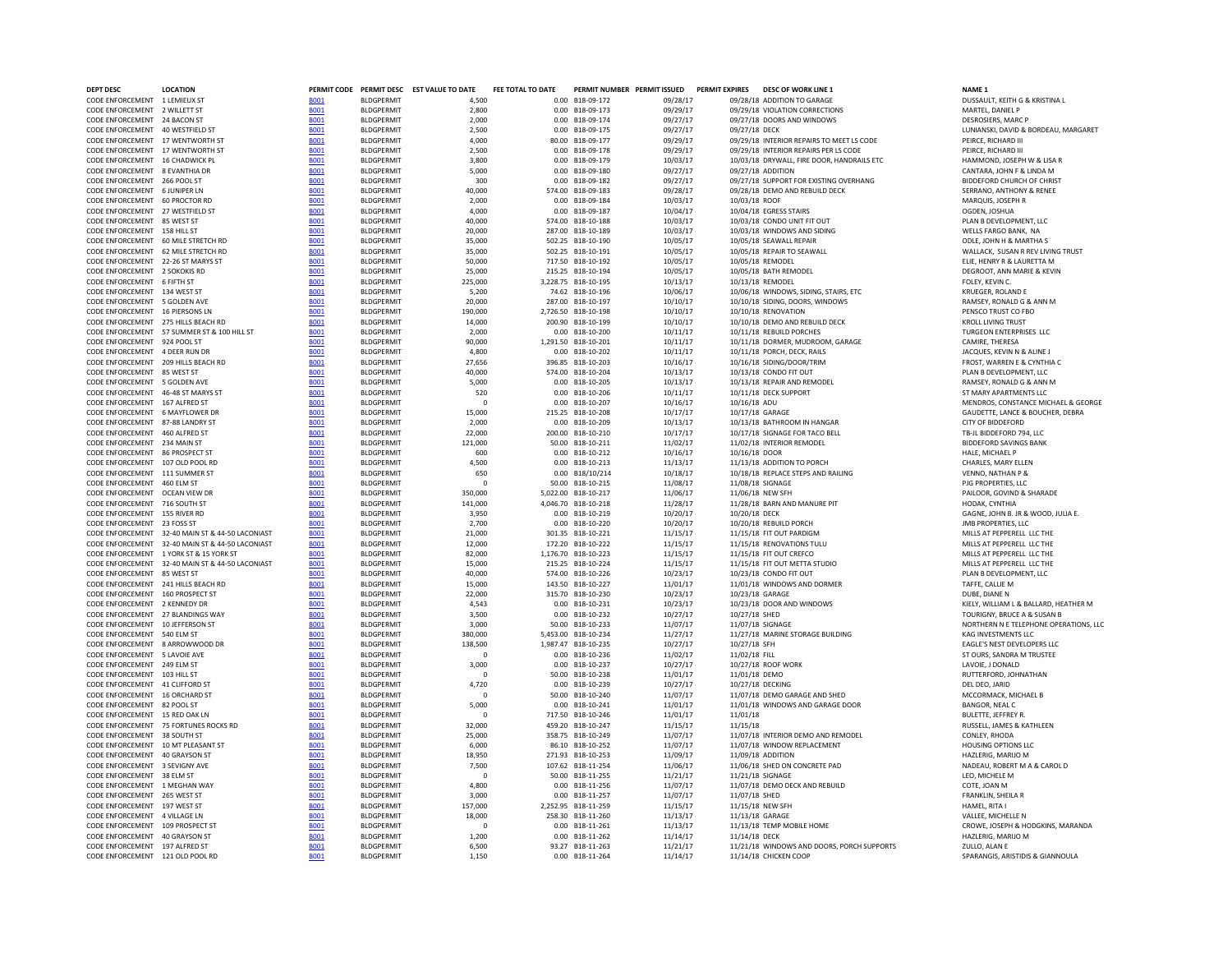| DEPT DESC | LOCATION | PERMIT CODE | PERMIT DESC | EST VALUE TO DATE | FEE TOTAL TO DATE | PERMIT NUMBER | PERMIT ISSUED | PERMIT EXPIRES | DESC OF WORK LINE 1 | NAME 1 |
|---|---|---|---|---|---|---|---|---|---|---|
| CODE ENFORCEMENT | 1 LEMIEUX ST | B001 | BLDGPERMIT | 4,500 | 0.00 | B18-09-172 | 09/28/17 | 09/28/18 | ADDITION TO GARAGE | DUSSAULT, KEITH G & KRISTINA L |
| CODE ENFORCEMENT | 2 WILLETT ST | B001 | BLDGPERMIT | 2,800 | 0.00 | B18-09-173 | 09/29/17 | 09/29/18 | VIOLATION CORRECTIONS | MARTEL, DANIEL P |
| CODE ENFORCEMENT | 24 BACON ST | B001 | BLDGPERMIT | 2,000 | 0.00 | B18-09-174 | 09/27/17 | 09/27/18 | DOORS AND WINDOWS | DESROSIERS, MARC P |
| CODE ENFORCEMENT | 40 WESTFIELD ST | B001 | BLDGPERMIT | 2,500 | 0.00 | B18-09-175 | 09/27/17 | 09/27/18 | DECK | LUNIANSKI, DAVID & BORDEAU, MARGARET |
| CODE ENFORCEMENT | 17 WENTWORTH ST | B001 | BLDGPERMIT | 4,000 | 80.00 | B18-09-177 | 09/29/17 | 09/29/18 | INTERIOR REPAIRS TO MEET LS CODE | PEIRCE, RICHARD III |
| CODE ENFORCEMENT | 17 WENTWORTH ST | B001 | BLDGPERMIT | 2,500 | 0.00 | B18-09-178 | 09/29/17 | 09/29/18 | INTERIOR REPAIRS PER LS CODE | PEIRCE, RICHARD III |
| CODE ENFORCEMENT | 16 CHADWICK PL | B001 | BLDGPERMIT | 3,800 | 0.00 | B18-09-179 | 10/03/17 | 10/03/18 | DRYWALL, FIRE DOOR, HANDRAILS ETC | HAMMOND, JOSEPH W & LISA R |
| CODE ENFORCEMENT | 8 EVANTHIA DR | B001 | BLDGPERMIT | 5,000 | 0.00 | B18-09-180 | 09/27/17 | 09/27/18 | ADDITION | CANTARA, JOHN F & LINDA M |
| CODE ENFORCEMENT | 266 POOL ST | B001 | BLDGPERMIT | 300 | 0.00 | B18-09-182 | 09/27/17 | 09/27/18 | SUPPORT FOR EXISTING OVERHANG | BIDDEFORD CHURCH OF CHRIST |
| CODE ENFORCEMENT | 6 JUNIPER LN | B001 | BLDGPERMIT | 40,000 | 574.00 | B18-09-183 | 09/28/17 | 09/28/18 | DEMO AND REBUILD DECK | SERRANO, ANTHONY & RENEE |
| CODE ENFORCEMENT | 60 PROCTOR RD | B001 | BLDGPERMIT | 2,000 | 0.00 | B18-09-184 | 10/03/17 | 10/03/18 | ROOF | MARQUIS, JOSEPH R |
| CODE ENFORCEMENT | 27 WESTFIELD ST | B001 | BLDGPERMIT | 4,000 | 0.00 | B18-09-187 | 10/04/17 | 10/04/18 | EGRESS STAIRS | OGDEN, JOSHUA |
| CODE ENFORCEMENT | 85 WEST ST | B001 | BLDGPERMIT | 40,000 | 574.00 | B18-10-188 | 10/03/17 | 10/03/18 | CONDO UNIT FIT OUT | PLAN B DEVELOPMENT, LLC |
| CODE ENFORCEMENT | 158 HILL ST | B001 | BLDGPERMIT | 20,000 | 287.00 | B18-10-189 | 10/03/17 | 10/03/18 | WINDOWS AND SIDING | WELLS FARGO BANK, NA |
| CODE ENFORCEMENT | 60 MILE STRETCH RD | B001 | BLDGPERMIT | 35,000 | 502.25 | B18-10-190 | 10/05/17 | 10/05/18 | SEAWALL REPAIR | ODLE, JOHN H & MARTHA S |
| CODE ENFORCEMENT | 62 MILE STRETCH RD | B001 | BLDGPERMIT | 35,000 | 502.25 | B18-10-191 | 10/05/17 | 10/05/18 | REPAIR TO SEAWALL | WALLACK, SUSAN R REV LIVING TRUST |
| CODE ENFORCEMENT | 22-26 ST MARYS ST | B001 | BLDGPERMIT | 50,000 | 717.50 | B18-10-192 | 10/05/17 | 10/05/18 | REMODEL | ELIE, HENRY R & LAURETTA M |
| CODE ENFORCEMENT | 2 SOKOKIS RD | B001 | BLDGPERMIT | 25,000 | 215.25 | B18-10-194 | 10/05/17 | 10/05/18 | BATH REMODEL | DEGROOT, ANN MARIE & KEVIN |
| CODE ENFORCEMENT | 6 FIFTH ST | B001 | BLDGPERMIT | 225,000 | 3,228.75 | B18-10-195 | 10/13/17 | 10/13/18 | REMODEL | FOLEY, KEVIN C. |
| CODE ENFORCEMENT | 134 WEST ST | B001 | BLDGPERMIT | 5,200 | 74.62 | B18-10-196 | 10/06/17 | 10/06/18 | WINDOWS, SIDING, STAIRS, ETC | KRUEGER, ROLAND E |
| CODE ENFORCEMENT | 5 GOLDEN AVE | B001 | BLDGPERMIT | 20,000 | 287.00 | B18-10-197 | 10/10/17 | 10/10/18 | SIDING, DOORS, WINDOWS | RAMSEY, RONALD G & ANN M |
| CODE ENFORCEMENT | 16 PIERSONS LN | B001 | BLDGPERMIT | 190,000 | 2,726.50 | B18-10-198 | 10/10/17 | 10/10/18 | RENOVATION | PENSCO TRUST CO FBO |
| CODE ENFORCEMENT | 275 HILLS BEACH RD | B001 | BLDGPERMIT | 14,000 | 200.90 | B18-10-199 | 10/10/17 | 10/10/18 | DEMO AND REBUILD DECK | KROLL LIVING TRUST |
| CODE ENFORCEMENT | 57 SUMMER ST & 100 HILL ST | B001 | BLDGPERMIT | 2,000 | 0.00 | B18-10-200 | 10/11/17 | 10/11/18 | REBUILD PORCHES | TURGEON ENTERPRISES LLC |
| CODE ENFORCEMENT | 924 POOL ST | B001 | BLDGPERMIT | 90,000 | 1,291.50 | B18-10-201 | 10/11/17 | 10/11/18 | DORMER, MUDROOM, GARAGE | CAMIRE, THERESA |
| CODE ENFORCEMENT | 4 DEER RUN DR | B001 | BLDGPERMIT | 4,800 | 0.00 | B18-10-202 | 10/11/17 | 10/11/18 | PORCH, DECK, RAILS | JACQUES, KEVIN N & ALINE J |
| CODE ENFORCEMENT | 209 HILLS BEACH RD | B001 | BLDGPERMIT | 27,656 | 396.85 | B18-10-203 | 10/16/17 | 10/16/18 | SIDING/DOOR/TRIM | FROST, WARREN E & CYNTHIA C |
| CODE ENFORCEMENT | 85 WEST ST | B001 | BLDGPERMIT | 40,000 | 574.00 | B18-10-204 | 10/13/17 | 10/13/18 | CONDO FIT OUT | PLAN B DEVELOPMENT, LLC |
| CODE ENFORCEMENT | 5 GOLDEN AVE | B001 | BLDGPERMIT | 5,000 | 0.00 | B18-10-205 | 10/13/17 | 10/13/18 | REPAIR AND REMODEL | RAMSEY, RONALD G & ANN M |
| CODE ENFORCEMENT | 46-48 ST MARYS ST | B001 | BLDGPERMIT | 520 | 0.00 | B18-10-206 | 10/11/17 | 10/11/18 | DECK SUPPORT | ST MARY APARTMENTS LLC |
| CODE ENFORCEMENT | 167 ALFRED ST | B001 | BLDGPERMIT | 0 | 0.00 | B18-10-207 | 10/16/17 | 10/16/18 | ADU | MENDROS, CONSTANCE MICHAEL & GEORGE |
| CODE ENFORCEMENT | 6 MAYFLOWER DR | B001 | BLDGPERMIT | 15,000 | 215.25 | B18-10-208 | 10/17/17 | 10/17/18 | GARAGE | GAUDETTE, LANCE & BOUCHER, DEBRA |
| CODE ENFORCEMENT | 87-88 LANDRY ST | B001 | BLDGPERMIT | 2,000 | 0.00 | B18-10-209 | 10/13/17 | 10/13/18 | BATHROOM IN HANGAR | CITY OF BIDDEFORD |
| CODE ENFORCEMENT | 460 ALFRED ST | B001 | BLDGPERMIT | 22,000 | 200.00 | B18-10-210 | 10/17/17 | 10/17/18 | SIGNAGE FOR TACO BELL | TB-JL BIDDEFORD 794, LLC |
| CODE ENFORCEMENT | 234 MAIN ST | B001 | BLDGPERMIT | 121,000 | 50.00 | B18-10-211 | 11/02/17 | 11/02/18 | INTERIOR REMODEL | BIDDEFORD SAVINGS BANK |
| CODE ENFORCEMENT | 86 PROSPECT ST | B001 | BLDGPERMIT | 600 | 0.00 | B18-10-212 | 10/16/17 | 10/16/18 | DOOR | HALE, MICHAEL P |
| CODE ENFORCEMENT | 107 OLD POOL RD | B001 | BLDGPERMIT | 4,500 | 0.00 | B18-10-213 | 11/13/17 | 11/13/18 | ADDITION TO PORCH | CHARLES, MARY ELLEN |
| CODE ENFORCEMENT | 111 SUMMER ST | B001 | BLDGPERMIT | 650 | 0.00 | B18/10/214 | 10/18/17 | 10/18/18 | REPLACE STEPS AND RAILING | VENNO, NATHAN P & |
| CODE ENFORCEMENT | 460 ELM ST | B001 | BLDGPERMIT | 0 | 50.00 | B18-10-215 | 11/08/17 | 11/08/18 | SIGNAGE | PJG PROPERTIES, LLC |
| CODE ENFORCEMENT | OCEAN VIEW DR | B001 | BLDGPERMIT | 350,000 | 5,022.00 | B18-10-217 | 11/06/17 | 11/06/18 | NEW SFH | PAILOOR, GOVIND & SHARADE |
| CODE ENFORCEMENT | 716 SOUTH ST | B001 | BLDGPERMIT | 141,000 | 4,046.70 | B18-10-218 | 11/28/17 | 11/28/18 | BARN AND MANURE PIT | HODAK, CYNTHIA |
| CODE ENFORCEMENT | 155 RIVER RD | B001 | BLDGPERMIT | 3,950 | 0.00 | B18-10-219 | 10/20/17 | 10/20/18 | DECK | GAGNE, JOHN B. JR & WOOD, JULIA E. |
| CODE ENFORCEMENT | 23 FOSS ST | B001 | BLDGPERMIT | 2,700 | 0.00 | B18-10-220 | 10/20/17 | 10/20/18 | REBUILD PORCH | JMB PROPERTIES, LLC |
| CODE ENFORCEMENT | 32-40 MAIN ST & 44-50 LACONIAST | B001 | BLDGPERMIT | 21,000 | 301.35 | B18-10-221 | 11/15/17 | 11/15/18 | FIT OUT PARDIGM | MILLS AT PEPPERELL LLC THE |
| CODE ENFORCEMENT | 32-40 MAIN ST & 44-50 LACONIAST | B001 | BLDGPERMIT | 12,000 | 172.20 | B18-10-222 | 11/15/17 | 11/15/18 | RENOVATIONS TULU | MILLS AT PEPPERELL LLC THE |
| CODE ENFORCEMENT | 1 YORK ST & 15 YORK ST | B001 | BLDGPERMIT | 82,000 | 1,176.70 | B18-10-223 | 11/15/17 | 11/15/18 | FIT OUT CREFCO | MILLS AT PEPPERELL LLC THE |
| CODE ENFORCEMENT | 32-40 MAIN ST & 44-50 LACONIAST | B001 | BLDGPERMIT | 15,000 | 215.25 | B18-10-224 | 11/15/17 | 11/15/18 | FIT OUT METTA STUDIO | MILLS AT PEPPERELL LLC THE |
| CODE ENFORCEMENT | 85 WEST ST | B001 | BLDGPERMIT | 40,000 | 574.00 | B18-10-226 | 10/23/17 | 10/23/18 | CONDO FIT OUT | PLAN B DEVELOPMENT, LLC |
| CODE ENFORCEMENT | 241 HILLS BEACH RD | B001 | BLDGPERMIT | 15,000 | 143.50 | B18-10-227 | 11/01/17 | 11/01/18 | WINDOWS AND DORMER | TAFFE, CALLIE M |
| CODE ENFORCEMENT | 160 PROSPECT ST | B001 | BLDGPERMIT | 22,000 | 315.70 | B18-10-230 | 10/23/17 | 10/23/18 | GARAGE | DUBE, DIANE N |
| CODE ENFORCEMENT | 2 KENNEDY DR | B001 | BLDGPERMIT | 4,543 | 0.00 | B18-10-231 | 10/23/17 | 10/23/18 | DOOR AND WINDOWS | KIELY, WILLIAM L & BALLARD, HEATHER M |
| CODE ENFORCEMENT | 27 BLANDINGS WAY | B001 | BLDGPERMIT | 3,500 | 0.00 | B18-10-232 | 10/27/17 | 10/27/18 | SHED | TOURIGNY, BRUCE A & SUSAN B |
| CODE ENFORCEMENT | 10 JEFFERSON ST | B001 | BLDGPERMIT | 3,000 | 50.00 | B18-10-233 | 11/07/17 | 11/07/18 | SIGNAGE | NORTHERN N E TELEPHONE OPERATIONS, LLC |
| CODE ENFORCEMENT | 540 ELM ST | B001 | BLDGPERMIT | 380,000 | 5,453.00 | B18-10-234 | 11/27/17 | 11/27/18 | MARINE STORAGE BUILDING | KAG INVESTMENTS LLC |
| CODE ENFORCEMENT | 8 ARROWWOOD DR | B001 | BLDGPERMIT | 138,500 | 1,987.47 | B18-10-235 | 10/27/17 | 10/27/18 | SFH | EAGLE'S NEST DEVELOPERS LLC |
| CODE ENFORCEMENT | 5 LAVOIE AVE | B001 | BLDGPERMIT | 0 | 0.00 | B18-10-236 | 11/02/17 | 11/02/18 | FILL | ST OURS, SANDRA M TRUSTEE |
| CODE ENFORCEMENT | 249 ELM ST | B001 | BLDGPERMIT | 3,000 | 0.00 | B18-10-237 | 10/27/17 | 10/27/18 | ROOF WORK | LAVOIE, J DONALD |
| CODE ENFORCEMENT | 103 HILL ST | B001 | BLDGPERMIT | 0 | 50.00 | B18-10-238 | 11/01/17 | 11/01/18 | DEMO | RUTTERFORD, JOHNATHAN |
| CODE ENFORCEMENT | 41 CLIFFORD ST | B001 | BLDGPERMIT | 4,720 | 0.00 | B18-10-239 | 10/27/17 | 10/27/18 | DECKING | DEL DEO, JARID |
| CODE ENFORCEMENT | 16 ORCHARD ST | B001 | BLDGPERMIT | 0 | 50.00 | B18-10-240 | 11/07/17 | 11/07/18 | DEMO GARAGE AND SHED | MCCORMACK, MICHAEL B |
| CODE ENFORCEMENT | 82 POOL ST | B001 | BLDGPERMIT | 5,000 | 0.00 | B18-10-241 | 11/01/17 | 11/01/18 | WINDOWS AND GARAGE DOOR | BANGOR, NEAL C |
| CODE ENFORCEMENT | 15 RED OAK LN | B001 | BLDGPERMIT | 0 | 717.50 | B18-10-246 | 11/01/17 | 11/01/18 | | BULETTE, JEFFREY R. |
| CODE ENFORCEMENT | 75 FORTUNES ROCKS RD | B001 | BLDGPERMIT | 32,000 | 459.20 | B18-10-247 | 11/15/17 | 11/15/18 | | RUSSELL, JAMES & KATHLEEN |
| CODE ENFORCEMENT | 38 SOUTH ST | B001 | BLDGPERMIT | 25,000 | 358.75 | B18-10-249 | 11/07/17 | 11/07/18 | INTERIOR DEMO AND REMODEL | CONLEY, RHODA |
| CODE ENFORCEMENT | 10 MT PLEASANT ST | B001 | BLDGPERMIT | 6,000 | 86.10 | B18-10-252 | 11/07/17 | 11/07/18 | WINDOW REPLACEMENT | HOUSING OPTIONS LLC |
| CODE ENFORCEMENT | 40 GRAYSON ST | B001 | BLDGPERMIT | 18,950 | 271.93 | B18-10-253 | 11/09/17 | 11/09/18 | ADDITION | HAZLERIG, MARIJO M |
| CODE ENFORCEMENT | 3 SEVIGNY AVE | B001 | BLDGPERMIT | 7,500 | 107.62 | B18-11-254 | 11/06/17 | 11/06/18 | SHED ON CONCRETE PAD | NADEAU, ROBERT M A & CAROL D |
| CODE ENFORCEMENT | 38 ELM ST | B001 | BLDGPERMIT | 0 | 50.00 | B18-11-255 | 11/21/17 | 11/21/18 | SIGNAGE | LEO, MICHELE M |
| CODE ENFORCEMENT | 1 MEGHAN WAY | B001 | BLDGPERMIT | 4,800 | 0.00 | B18-11-256 | 11/07/17 | 11/07/18 | DEMO DECK AND REBUILD | COTE, JOAN M |
| CODE ENFORCEMENT | 265 WEST ST | B001 | BLDGPERMIT | 3,000 | 0.00 | B18-11-257 | 11/07/17 | 11/07/18 | SHED | FRANKLIN, SHEILA R |
| CODE ENFORCEMENT | 197 WEST ST | B001 | BLDGPERMIT | 157,000 | 2,252.95 | B18-11-259 | 11/15/17 | 11/15/18 | NEW SFH | HAMEL, RITA I |
| CODE ENFORCEMENT | 4 VILLAGE LN | B001 | BLDGPERMIT | 18,000 | 258.30 | B18-11-260 | 11/13/17 | 11/13/18 | GARAGE | VALLEE, MICHELLE N |
| CODE ENFORCEMENT | 109 PROSPECT ST | B001 | BLDGPERMIT | 0 | 0.00 | B18-11-261 | 11/13/17 | 11/13/18 | TEMP MOBILE HOME | CROWE, JOSEPH & HODGKINS, MARANDA |
| CODE ENFORCEMENT | 40 GRAYSON ST | B001 | BLDGPERMIT | 1,200 | 0.00 | B18-11-262 | 11/14/17 | 11/14/18 | DECK | HAZLERIG, MARIJO M |
| CODE ENFORCEMENT | 197 ALFRED ST | B001 | BLDGPERMIT | 6,500 | 93.27 | B18-11-263 | 11/21/17 | 11/21/18 | WINDOWS AND DOORS, PORCH SUPPORTS | ZULLO, ALAN E |
| CODE ENFORCEMENT | 121 OLD POOL RD | B001 | BLDGPERMIT | 1,150 | 0.00 | B18-11-264 | 11/14/17 | 11/14/18 | CHICKEN COOP | SPARANGIS, ARISTIDIS & GIANNOULA |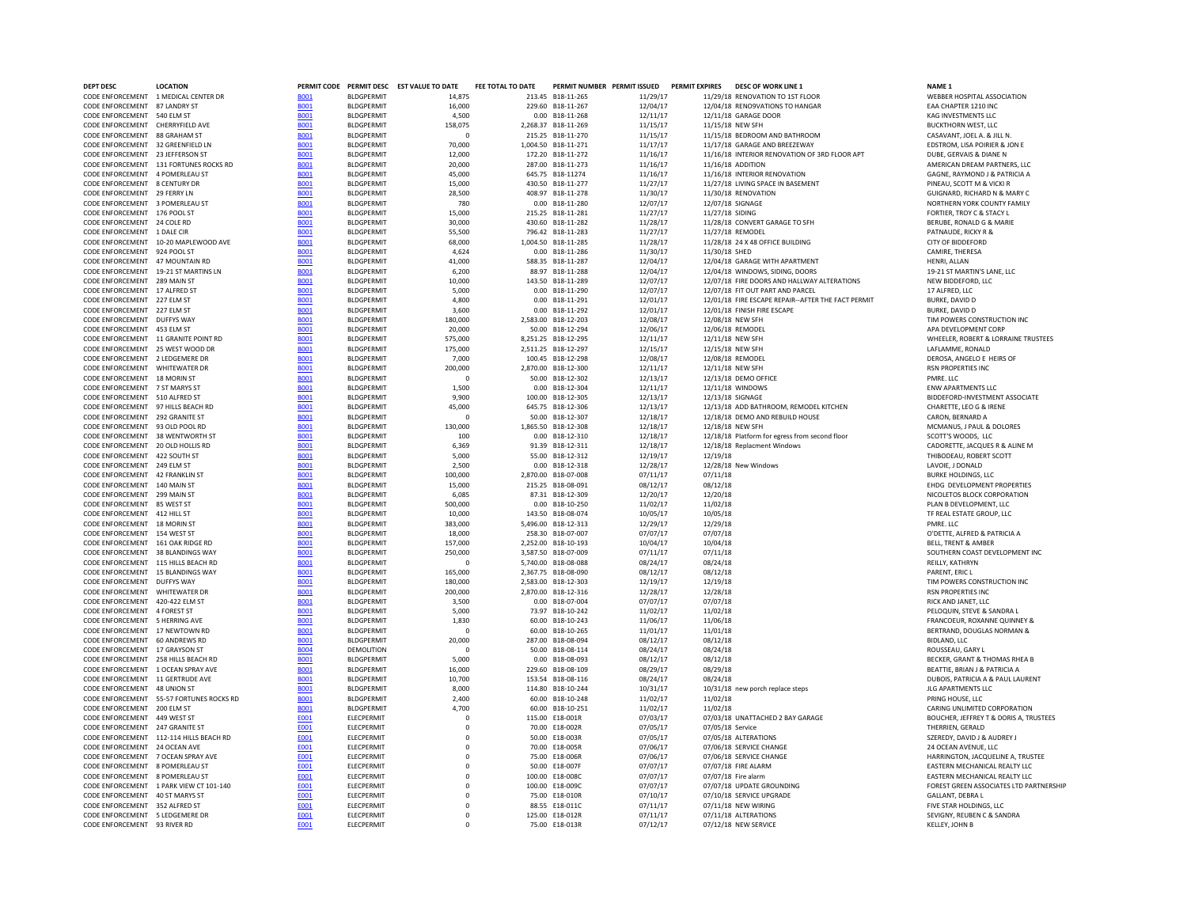| DEPT DESC | LOCATION | PERMIT CODE | PERMIT DESC | EST VALUE TO DATE | FEE TOTAL TO DATE | PERMIT NUMBER | PERMIT ISSUED | PERMIT EXPIRES | DESC OF WORK LINE 1 | NAME 1 |
|---|---|---|---|---|---|---|---|---|---|---|
| CODE ENFORCEMENT | 1 MEDICAL CENTER DR | B001 | BLDGPERMIT | 14,875 | 213.45 | B18-11-265 | 11/29/17 | 11/29/18 | RENOVATION TO 1ST FLOOR | WEBBER HOSPITAL ASSOCIATION |
| CODE ENFORCEMENT | 87 LANDRY ST | B001 | BLDGPERMIT | 16,000 | 229.60 | B18-11-267 | 12/04/17 | 12/04/18 | RENO9VATIONS TO HANGAR | EAA CHAPTER 1210 INC |
| CODE ENFORCEMENT | 540 ELM ST | B001 | BLDGPERMIT | 4,500 | 0.00 | B18-11-268 | 12/11/17 | 12/11/18 | GARAGE DOOR | KAG INVESTMENTS LLC |
| CODE ENFORCEMENT | CHERRYFIELD AVE | B001 | BLDGPERMIT | 158,075 | 2,268.37 | B18-11-269 | 11/15/17 | 11/15/18 | NEW SFH | BUCKTHORN WEST, LLC |
| CODE ENFORCEMENT | 88 GRAHAM ST | B001 | BLDGPERMIT | 0 | 215.25 | B18-11-270 | 11/15/17 | 11/15/18 | BEDROOM AND BATHROOM | CASAVANT, JOEL A. & JILL N. |
| CODE ENFORCEMENT | 32 GREENFIELD LN | B001 | BLDGPERMIT | 70,000 | 1,004.50 | B18-11-271 | 11/17/17 | 11/17/18 | GARAGE AND BREEZEWAY | EDSTROM, LISA POIRIER & JON E |
| CODE ENFORCEMENT | 23 JEFFERSON ST | B001 | BLDGPERMIT | 12,000 | 172.20 | B18-11-272 | 11/16/17 | 11/16/18 | INTERIOR RENOVATION OF 3RD FLOOR APT | DUBE, GERVAIS & DIANE N |
| CODE ENFORCEMENT | 131 FORTUNES ROCKS RD | B001 | BLDGPERMIT | 20,000 | 287.00 | B18-11-273 | 11/16/17 | 11/16/18 | ADDITION | AMERICAN DREAM PARTNERS, LLC |
| CODE ENFORCEMENT | 4 POMERLEAU ST | B001 | BLDGPERMIT | 45,000 | 645.75 | B18-11274 | 11/16/17 | 11/16/18 | INTERIOR RENOVATION | GAGNE, RAYMOND J & PATRICIA A |
| CODE ENFORCEMENT | 8 CENTURY DR | B001 | BLDGPERMIT | 15,000 | 430.50 | B18-11-277 | 11/27/17 | 11/27/18 | LIVING SPACE IN BASEMENT | PINEAU, SCOTT M & VICKI R |
| CODE ENFORCEMENT | 29 FERRY LN | B001 | BLDGPERMIT | 28,500 | 408.97 | B18-11-278 | 11/30/17 | 11/30/18 | RENOVATION | GUIGNARD, RICHARD N & MARY C |
| CODE ENFORCEMENT | 3 POMERLEAU ST | B001 | BLDGPERMIT | 780 | 0.00 | B18-11-280 | 12/07/17 | 12/07/18 | SIGNAGE | NORTHERN YORK COUNTY FAMILY |
| CODE ENFORCEMENT | 176 POOL ST | B001 | BLDGPERMIT | 15,000 | 215.25 | B18-11-281 | 11/27/17 | 11/27/18 | SIDING | FORTIER, TROY C & STACY L |
| CODE ENFORCEMENT | 24 COLE RD | B001 | BLDGPERMIT | 30,000 | 430.60 | B18-11-282 | 11/28/17 | 11/28/18 | CONVERT GARAGE TO SFH | BERUBE, RONALD G & MARIE |
| CODE ENFORCEMENT | 1 DALE CIR | B001 | BLDGPERMIT | 55,500 | 796.42 | B18-11-283 | 11/27/17 | 11/27/18 | REMODEL | PATNAUDE, RICKY R & |
| CODE ENFORCEMENT | 10-20 MAPLEWOOD AVE | B001 | BLDGPERMIT | 68,000 | 1,004.50 | B18-11-285 | 11/28/17 | 11/28/18 | 24 X 48 OFFICE BUILDING | CITY OF BIDDEFORD |
| CODE ENFORCEMENT | 924 POOL ST | B001 | BLDGPERMIT | 4,624 | 0.00 | B18-11-286 | 11/30/17 | 11/30/18 | SHED | CAMIRE, THERESA |
| CODE ENFORCEMENT | 47 MOUNTAIN RD | B001 | BLDGPERMIT | 41,000 | 588.35 | B18-11-287 | 12/04/17 | 12/04/18 | GARAGE WITH APARTMENT | HENRI, ALLAN |
| CODE ENFORCEMENT | 19-21 ST MARTINS LN | B001 | BLDGPERMIT | 6,200 | 88.97 | B18-11-288 | 12/04/17 | 12/04/18 | WINDOWS, SIDING, DOORS | 19-21 ST MARTIN'S LANE, LLC |
| CODE ENFORCEMENT | 289 MAIN ST | B001 | BLDGPERMIT | 10,000 | 143.50 | B18-11-289 | 12/07/17 | 12/07/18 | FIRE DOORS AND HALLWAY ALTERATIONS | NEW BIDDEFORD, LLC |
| CODE ENFORCEMENT | 17 ALFRED ST | B001 | BLDGPERMIT | 5,000 | 0.00 | B18-11-290 | 12/07/17 | 12/07/18 | FIT OUT PART AND PARCEL | 17 ALFRED, LLC |
| CODE ENFORCEMENT | 227 ELM ST | B001 | BLDGPERMIT | 4,800 | 0.00 | B18-11-291 | 12/01/17 | 12/01/18 | FIRE ESCAPE REPAIR--AFTER THE FACT PERMIT | BURKE, DAVID D |
| CODE ENFORCEMENT | 227 ELM ST | B001 | BLDGPERMIT | 3,600 | 0.00 | B18-11-292 | 12/01/17 | 12/01/18 | FINISH FIRE ESCAPE | BURKE, DAVID D |
| CODE ENFORCEMENT | DUFFYS WAY | B001 | BLDGPERMIT | 180,000 | 2,583.00 | B18-12-293 | 12/08/17 | 12/08/18 | NEW SFH | TIM POWERS CONSTRUCTION INC |
| CODE ENFORCEMENT | 453 ELM ST | B001 | BLDGPERMIT | 20,000 | 50.00 | B18-12-294 | 12/06/17 | 12/06/18 | REMODEL | APA DEVELOPMENT CORP |
| CODE ENFORCEMENT | 11 GRANITE POINT RD | B001 | BLDGPERMIT | 575,000 | 8,251.25 | B18-12-295 | 12/11/17 | 12/11/18 | NEW SFH | WHEELER, ROBERT & LORRAINE TRUSTEES |
| CODE ENFORCEMENT | 25 WEST WOOD DR | B001 | BLDGPERMIT | 175,000 | 2,511.25 | B18-12-297 | 12/15/17 | 12/15/18 | NEW SFH | LAFLAMME, RONALD |
| CODE ENFORCEMENT | 2 LEDGEMERE DR | B001 | BLDGPERMIT | 7,000 | 100.45 | B18-12-298 | 12/08/17 | 12/08/18 | REMODEL | DEROSA, ANGELO E HEIRS OF |
| CODE ENFORCEMENT | WHITEWATER DR | B001 | BLDGPERMIT | 200,000 | 2,870.00 | B18-12-300 | 12/11/17 | 12/11/18 | NEW SFH | RSN PROPERTIES INC |
| CODE ENFORCEMENT | 18 MORIN ST | B001 | BLDGPERMIT | 0 | 50.00 | B18-12-302 | 12/13/17 | 12/13/18 | DEMO OFFICE | PMRE. LLC |
| CODE ENFORCEMENT | 7 ST MARYS ST | B001 | BLDGPERMIT | 1,500 | 0.00 | B18-12-304 | 12/11/17 | 12/11/18 | WINDOWS | ENW APARTMENTS LLC |
| CODE ENFORCEMENT | 510 ALFRED ST | B001 | BLDGPERMIT | 9,900 | 100.00 | B18-12-305 | 12/13/17 | 12/13/18 | SIGNAGE | BIDDEFORD-INVESTMENT ASSOCIATE |
| CODE ENFORCEMENT | 97 HILLS BEACH RD | B001 | BLDGPERMIT | 45,000 | 645.75 | B18-12-306 | 12/13/17 | 12/13/18 | ADD BATHROOM, REMODEL KITCHEN | CHARETTE, LEO G & IRENE |
| CODE ENFORCEMENT | 292 GRANITE ST | B001 | BLDGPERMIT | 0 | 50.00 | B18-12-307 | 12/18/17 | 12/18/18 | DEMO AND REBUILD HOUSE | CARON, BERNARD A |
| CODE ENFORCEMENT | 93 OLD POOL RD | B001 | BLDGPERMIT | 130,000 | 1,865.50 | B18-12-308 | 12/18/17 | 12/18/18 | NEW SFH | MCMANUS, J PAUL & DOLORES |
| CODE ENFORCEMENT | 38 WENTWORTH ST | B001 | BLDGPERMIT | 100 | 0.00 | B18-12-310 | 12/18/17 | 12/18/18 | Platform for egress from second floor | SCOTT'S WOODS, LLC |
| CODE ENFORCEMENT | 20 OLD HOLLIS RD | B001 | BLDGPERMIT | 6,369 | 91.39 | B18-12-311 | 12/18/17 | 12/18/18 | Replacment Windows | CADORETTE, JACQUES R & ALINE M |
| CODE ENFORCEMENT | 422 SOUTH ST | B001 | BLDGPERMIT | 5,000 | 55.00 | B18-12-312 | 12/19/17 | 12/19/18 | | THIBODEAU, ROBERT SCOTT |
| CODE ENFORCEMENT | 249 ELM ST | B001 | BLDGPERMIT | 2,500 | 0.00 | B18-12-318 | 12/28/17 | 12/28/18 | New Windows | LAVOIE, J DONALD |
| CODE ENFORCEMENT | 42 FRANKLIN ST | B001 | BLDGPERMIT | 100,000 | 2,870.00 | B18-07-008 | 07/11/17 | 07/11/18 | | BURKE HOLDINGS, LLC |
| CODE ENFORCEMENT | 140 MAIN ST | B001 | BLDGPERMIT | 15,000 | 215.25 | B18-08-091 | 08/12/17 | 08/12/18 | | EHDG DEVELOPMENT PROPERTIES |
| CODE ENFORCEMENT | 299 MAIN ST | B001 | BLDGPERMIT | 6,085 | 87.31 | B18-12-309 | 12/20/17 | 12/20/18 | | NICOLETOS BLOCK CORPORATION |
| CODE ENFORCEMENT | 85 WEST ST | B001 | BLDGPERMIT | 500,000 | 0.00 | B18-10-250 | 11/02/17 | 11/02/18 | | PLAN B DEVELOPMENT, LLC |
| CODE ENFORCEMENT | 412 HILL ST | B001 | BLDGPERMIT | 10,000 | 143.50 | B18-08-074 | 10/05/17 | 10/05/18 | | TF REAL ESTATE GROUP, LLC |
| CODE ENFORCEMENT | 18 MORIN ST | B001 | BLDGPERMIT | 383,000 | 5,496.00 | B18-12-313 | 12/29/17 | 12/29/18 | | PMRE. LLC |
| CODE ENFORCEMENT | 154 WEST ST | B001 | BLDGPERMIT | 18,000 | 258.30 | B18-07-007 | 07/07/17 | 07/07/18 | | O'DETTE, ALFRED & PATRICIA A |
| CODE ENFORCEMENT | 161 OAK RIDGE RD | B001 | BLDGPERMIT | 157,000 | 2,252.00 | B18-10-193 | 10/04/17 | 10/04/18 | | BELL, TRENT & AMBER |
| CODE ENFORCEMENT | 38 BLANDINGS WAY | B001 | BLDGPERMIT | 250,000 | 3,587.50 | B18-07-009 | 07/11/17 | 07/11/18 | | SOUTHERN COAST DEVELOPMENT INC |
| CODE ENFORCEMENT | 115 HILLS BEACH RD | B001 | BLDGPERMIT | 0 | 5,740.00 | B18-08-088 | 08/24/17 | 08/24/18 | | REILLY, KATHRYN |
| CODE ENFORCEMENT | 15 BLANDINGS WAY | B001 | BLDGPERMIT | 165,000 | 2,367.75 | B18-08-090 | 08/12/17 | 08/12/18 | | PARENT, ERIC L |
| CODE ENFORCEMENT | DUFFYS WAY | B001 | BLDGPERMIT | 180,000 | 2,583.00 | B18-12-303 | 12/19/17 | 12/19/18 | | TIM POWERS CONSTRUCTION INC |
| CODE ENFORCEMENT | WHITEWATER DR | B001 | BLDGPERMIT | 200,000 | 2,870.00 | B18-12-316 | 12/28/17 | 12/28/18 | | RSN PROPERTIES INC |
| CODE ENFORCEMENT | 420-422 ELM ST | B001 | BLDGPERMIT | 3,500 | 0.00 | B18-07-004 | 07/07/17 | 07/07/18 | | RICK AND JANET, LLC |
| CODE ENFORCEMENT | 4 FOREST ST | B001 | BLDGPERMIT | 5,000 | 73.97 | B18-10-242 | 11/02/17 | 11/02/18 | | PELOQUIN, STEVE & SANDRA L |
| CODE ENFORCEMENT | 5 HERRING AVE | B001 | BLDGPERMIT | 1,830 | 60.00 | B18-10-243 | 11/06/17 | 11/06/18 | | FRANCOEUR, ROXANNE QUINNEY & |
| CODE ENFORCEMENT | 17 NEWTOWN RD | B001 | BLDGPERMIT | 0 | 60.00 | B18-10-265 | 11/01/17 | 11/01/18 | | BERTRAND, DOUGLAS NORMAN & |
| CODE ENFORCEMENT | 60 ANDREWS RD | B001 | BLDGPERMIT | 20,000 | 287.00 | B18-08-094 | 08/12/17 | 08/12/18 | | BIDLAND, LLC |
| CODE ENFORCEMENT | 17 GRAYSON ST | B004 | DEMOLITION | 0 | 50.00 | B18-08-114 | 08/24/17 | 08/24/18 | | ROUSSEAU, GARY L |
| CODE ENFORCEMENT | 258 HILLS BEACH RD | B001 | BLDGPERMIT | 5,000 | 0.00 | B18-08-093 | 08/12/17 | 08/12/18 | | BECKER, GRANT & THOMAS RHEA B |
| CODE ENFORCEMENT | 1 OCEAN SPRAY AVE | B001 | BLDGPERMIT | 16,000 | 229.60 | B18-08-109 | 08/29/17 | 08/29/18 | | BEATTIE, BRIAN J & PATRICIA A |
| CODE ENFORCEMENT | 11 GERTRUDE AVE | B001 | BLDGPERMIT | 10,700 | 153.54 | B18-08-116 | 08/24/17 | 08/24/18 | | DUBOIS, PATRICIA A & PAUL LAURENT |
| CODE ENFORCEMENT | 48 UNION ST | B001 | BLDGPERMIT | 8,000 | 114.80 | B18-10-244 | 10/31/17 | 10/31/18 | new porch replace steps | JLG APARTMENTS LLC |
| CODE ENFORCEMENT | 55-57 FORTUNES ROCKS RD | B001 | BLDGPERMIT | 2,400 | 60.00 | B18-10-248 | 11/02/17 | 11/02/18 | | PRING HOUSE, LLC |
| CODE ENFORCEMENT | 200 ELM ST | B001 | BLDGPERMIT | 4,700 | 60.00 | B18-10-251 | 11/02/17 | 11/02/18 | | CARING UNLIMITED CORPORATION |
| CODE ENFORCEMENT | 449 WEST ST | E001 | ELECPERMIT | 0 | 115.00 | E18-001R | 07/03/17 | 07/03/18 | UNATTACHED 2 BAY GARAGE | BOUCHER, JEFFREY T & DORIS A, TRUSTEES |
| CODE ENFORCEMENT | 247 GRANITE ST | E001 | ELECPERMIT | 0 | 70.00 | E18-002R | 07/05/17 | 07/05/18 | Service | THERRIEN, GERALD |
| CODE ENFORCEMENT | 112-114 HILLS BEACH RD | E001 | ELECPERMIT | 0 | 50.00 | E18-003R | 07/05/17 | 07/05/18 | ALTERATIONS | SZEREDY, DAVID J & AUDREY J |
| CODE ENFORCEMENT | 24 OCEAN AVE | E001 | ELECPERMIT | 0 | 70.00 | E18-005R | 07/06/17 | 07/06/18 | SERVICE CHANGE | 24 OCEAN AVENUE, LLC |
| CODE ENFORCEMENT | 7 OCEAN SPRAY AVE | E001 | ELECPERMIT | 0 | 75.00 | E18-006R | 07/06/17 | 07/06/18 | SERVICE CHANGE | HARRINGTON, JACQUELINE A, TRUSTEE |
| CODE ENFORCEMENT | 8 POMERLEAU ST | E001 | ELECPERMIT | 0 | 50.00 | E18-007F | 07/07/17 | 07/07/18 | FIRE ALARM | EASTERN MECHANICAL REALTY LLC |
| CODE ENFORCEMENT | 8 POMERLEAU ST | E001 | ELECPERMIT | 0 | 100.00 | E18-008C | 07/07/17 | 07/07/18 | Fire alarm | EASTERN MECHANICAL REALTY LLC |
| CODE ENFORCEMENT | 1 PARK VIEW CT 101-140 | E001 | ELECPERMIT | 0 | 100.00 | E18-009C | 07/07/17 | 07/07/18 | UPDATE GROUNDING | FOREST GREEN ASSOCIATES LTD PARTNERSHIP |
| CODE ENFORCEMENT | 40 ST MARYS ST | E001 | ELECPERMIT | 0 | 75.00 | E18-010R | 07/10/17 | 07/10/18 | SERVICE UPGRADE | GALLANT, DEBRA L |
| CODE ENFORCEMENT | 352 ALFRED ST | E001 | ELECPERMIT | 0 | 88.55 | E18-011C | 07/11/17 | 07/11/18 | NEW WIRING | FIVE STAR HOLDINGS, LLC |
| CODE ENFORCEMENT | 5 LEDGEMERE DR | E001 | ELECPERMIT | 0 | 125.00 | E18-012R | 07/11/17 | 07/11/18 | ALTERATIONS | SEVIGNY, REUBEN C & SANDRA |
| CODE ENFORCEMENT | 93 RIVER RD | E001 | ELECPERMIT | 0 | 75.00 | E18-013R | 07/12/17 | 07/12/18 | NEW SERVICE | KELLEY, JOHN B |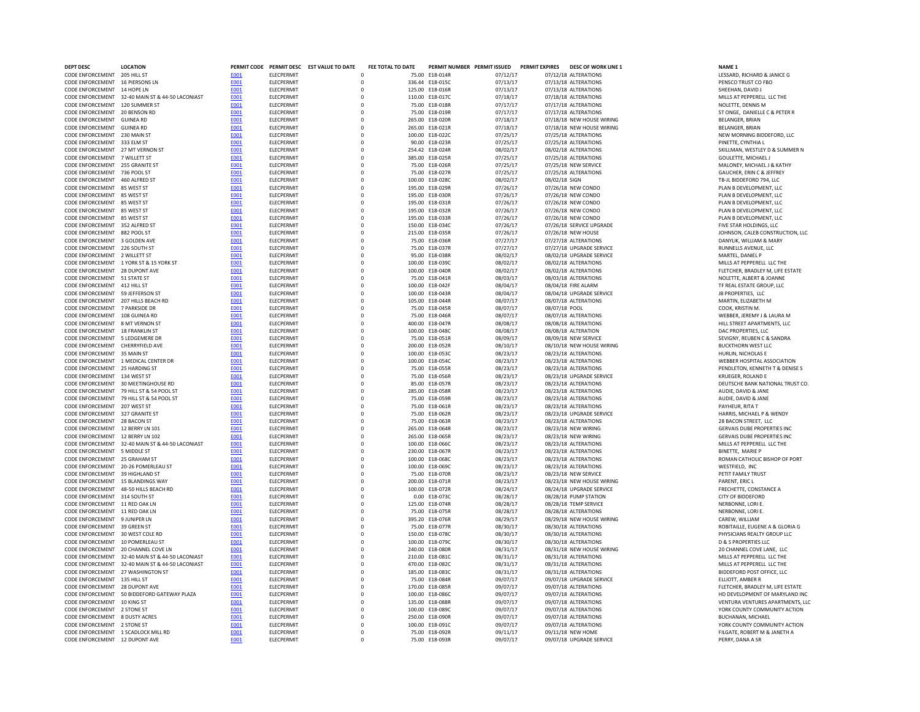| DEPT DESC | LOCATION | PERMIT CODE | PERMIT DESC | EST VALUE TO DATE | FEE TOTAL TO DATE | PERMIT NUMBER | PERMIT ISSUED | PERMIT EXPIRES | DESC OF WORK LINE 1 | NAME 1 |
|---|---|---|---|---|---|---|---|---|---|---|
| CODE ENFORCEMENT | 205 HILL ST | E001 | ELECPERMIT | 0 | 75.00 | E18-014R | 07/12/17 | 07/12/18 | ALTERATIONS | LESSARD, RICHARD & JANICE G |
| CODE ENFORCEMENT | 16 PIERSONS LN | E001 | ELECPERMIT | 0 | 336.44 | E18-015C | 07/13/17 | 07/13/18 | ALTERATIONS | PENSCO TRUST CO FBO |
| CODE ENFORCEMENT | 14 HOPE LN | E001 | ELECPERMIT | 0 | 125.00 | E18-016R | 07/13/17 | 07/13/18 | ALTERATIONS | SHEEHAN, DAVID J |
| CODE ENFORCEMENT | 32-40 MAIN ST & 44-50 LACONIAST | E001 | ELECPERMIT | 0 | 110.00 | E18-017C | 07/18/17 | 07/18/18 | ALTERATIONS | MILLS AT PEPPERELL LLC THE |
| CODE ENFORCEMENT | 120 SUMMER ST | E001 | ELECPERMIT | 0 | 75.00 | E18-018R | 07/17/17 | 07/17/18 | ALTERATIONS | NOLETTE, DENNIS M |
| CODE ENFORCEMENT | 20 BENSON RD | E001 | ELECPERMIT | 0 | 75.00 | E18-019R | 07/17/17 | 07/17/18 | ALTERATIONS | ST ONGE, DANIELLE C & PETER R |
| CODE ENFORCEMENT | GUINEA RD | E001 | ELECPERMIT | 0 | 265.00 | E18-020R | 07/18/17 | 07/18/18 | NEW HOUSE WIRING | BELANGER, BRIAN |
| CODE ENFORCEMENT | GUINEA RD | E001 | ELECPERMIT | 0 | 265.00 | E18-021R | 07/18/17 | 07/18/18 | NEW HOUSE WIRING | BELANGER, BRIAN |
| CODE ENFORCEMENT | 230 MAIN ST | E001 | ELECPERMIT | 0 | 100.00 | E18-022C | 07/25/17 | 07/25/18 | ALTERATIONS | NEW MORNING BIDDEFORD, LLC |
| CODE ENFORCEMENT | 333 ELM ST | E001 | ELECPERMIT | 0 | 90.00 | E18-023R | 07/25/17 | 07/25/18 | ALTERATIONS | PINETTE, CYNTHIA L |
| CODE ENFORCEMENT | 27 MT VERNON ST | E001 | ELECPERMIT | 0 | 254.42 | E18-024R | 08/02/17 | 08/02/18 | ALTERATIONS | SKILLMAN, WESTLEY D & SUMMER N |
| CODE ENFORCEMENT | 7 WILLETT ST | E001 | ELECPERMIT | 0 | 385.00 | E18-025R | 07/25/17 | 07/25/18 | ALTERATIONS | GOULETTE, MICHAEL J |
| CODE ENFORCEMENT | 255 GRANITE ST | E001 | ELECPERMIT | 0 | 75.00 | E18-026R | 07/25/17 | 07/25/18 | NEW SERVICE | MALONEY, MICHAEL J & KATHY |
| CODE ENFORCEMENT | 736 POOL ST | E001 | ELECPERMIT | 0 | 75.00 | E18-027R | 07/25/17 | 07/25/18 | ALTERATIONS | GAUCHER, ERIN C & JEFFREY |
| CODE ENFORCEMENT | 460 ALFRED ST | E001 | ELECPERMIT | 0 | 100.00 | E18-028C | 08/02/17 | 08/02/18 | SIGN | TB-JL BIDDEFORD 794, LLC |
| CODE ENFORCEMENT | 85 WEST ST | E001 | ELECPERMIT | 0 | 195.00 | E18-029R | 07/26/17 | 07/26/18 | NEW CONDO | PLAN B DEVELOPMENT, LLC |
| CODE ENFORCEMENT | 85 WEST ST | E001 | ELECPERMIT | 0 | 195.00 | E18-030R | 07/26/17 | 07/26/18 | NEW CONDO | PLAN B DEVELOPMENT, LLC |
| CODE ENFORCEMENT | 85 WEST ST | E001 | ELECPERMIT | 0 | 195.00 | E18-031R | 07/26/17 | 07/26/18 | NEW CONDO | PLAN B DEVELOPMENT, LLC |
| CODE ENFORCEMENT | 85 WEST ST | E001 | ELECPERMIT | 0 | 195.00 | E18-032R | 07/26/17 | 07/26/18 | NEW CONDO | PLAN B DEVELOPMENT, LLC |
| CODE ENFORCEMENT | 85 WEST ST | E001 | ELECPERMIT | 0 | 195.00 | E18-033R | 07/26/17 | 07/26/18 | NEW CONDO | PLAN B DEVELOPMENT, LLC |
| CODE ENFORCEMENT | 352 ALFRED ST | E001 | ELECPERMIT | 0 | 150.00 | E18-034C | 07/26/17 | 07/26/18 | SERVICE UPGRADE | FIVE STAR HOLDINGS, LLC |
| CODE ENFORCEMENT | 882 POOL ST | E001 | ELECPERMIT | 0 | 215.00 | E18-035R | 07/26/17 | 07/26/18 | NEW HOUSE | JOHNSON, CALEB CONSTRUCTION, LLC |
| CODE ENFORCEMENT | 3 GOLDEN AVE | E001 | ELECPERMIT | 0 | 75.00 | E18-036R | 07/27/17 | 07/27/18 | ALTERATIONS | DANYLIK, WILLIAM & MARY |
| CODE ENFORCEMENT | 226 SOUTH ST | E001 | ELECPERMIT | 0 | 75.00 | E18-037R | 07/27/17 | 07/27/18 | UPGRADE SERVICE | RUNNELLS AVENUE, LLC |
| CODE ENFORCEMENT | 2 WILLETT ST | E001 | ELECPERMIT | 0 | 95.00 | E18-038R | 08/02/17 | 08/02/18 | UPGRADE SERVICE | MARTEL, DANIEL P |
| CODE ENFORCEMENT | 1 YORK ST & 15 YORK ST | E001 | ELECPERMIT | 0 | 100.00 | E18-039C | 08/02/17 | 08/02/18 | ALTERATIONS | MILLS AT PEPPERELL LLC THE |
| CODE ENFORCEMENT | 28 DUPONT AVE | E001 | ELECPERMIT | 0 | 100.00 | E18-040R | 08/02/17 | 08/02/18 | ALTERATIONS | FLETCHER, BRADLEY M, LIFE ESTATE |
| CODE ENFORCEMENT | 51 STATE ST | E001 | ELECPERMIT | 0 | 75.00 | E18-041R | 08/03/17 | 08/03/18 | ALTERATIONS | NOLETTE, ALBERT & JOANNE |
| CODE ENFORCEMENT | 412 HILL ST | E001 | ELECPERMIT | 0 | 100.00 | E18-042F | 08/04/17 | 08/04/18 | FIRE ALARM | TF REAL ESTATE GROUP, LLC |
| CODE ENFORCEMENT | 59 JEFFERSON ST | E001 | ELECPERMIT | 0 | 100.00 | E18-043R | 08/04/17 | 08/04/18 | UPGRADE SERVICE | JB PROPERTIES, LLC |
| CODE ENFORCEMENT | 207 HILLS BEACH RD | E001 | ELECPERMIT | 0 | 105.00 | E18-044R | 08/07/17 | 08/07/18 | ALTERATIONS | MARTIN, ELIZABETH M |
| CODE ENFORCEMENT | 7 PARKSIDE DR | E001 | ELECPERMIT | 0 | 75.00 | E18-045R | 08/07/17 | 08/07/18 | POOL | COOK, KRISTIN M. |
| CODE ENFORCEMENT | 108 GUINEA RD | E001 | ELECPERMIT | 0 | 75.00 | E18-046R | 08/07/17 | 08/07/18 | ALTERATIONS | WEBBER, JEREMY J & LAURA M |
| CODE ENFORCEMENT | 8 MT VERNON ST | E001 | ELECPERMIT | 0 | 400.00 | E18-047R | 08/08/17 | 08/08/18 | ALTERATIONS | HILL STREET APARTMENTS, LLC |
| CODE ENFORCEMENT | 18 FRANKLIN ST | E001 | ELECPERMIT | 0 | 100.00 | E18-048C | 08/08/17 | 08/08/18 | ALTERATION | DAC PROPERTIES, LLC |
| CODE ENFORCEMENT | 5 LEDGEMERE DR | E001 | ELECPERMIT | 0 | 75.00 | E18-051R | 08/09/17 | 08/09/18 | NEW SERVICE | SEVIGNY, REUBEN C & SANDRA |
| CODE ENFORCEMENT | CHERRYFIELD AVE | E001 | ELECPERMIT | 0 | 200.00 | E18-052R | 08/10/17 | 08/10/18 | NEW HOUSE WIRING | BUCKTHORN WEST LLC |
| CODE ENFORCEMENT | 35 MAIN ST | E001 | ELECPERMIT | 0 | 100.00 | E18-053C | 08/23/17 | 08/23/18 | ALTERATIONS | HURLIN, NICHOLAS E |
| CODE ENFORCEMENT | 1 MEDICAL CENTER DR | E001 | ELECPERMIT | 0 | 100.00 | E18-054C | 08/23/17 | 08/23/18 | ALTERATIONS | WEBBER HOSPITAL ASSOCIATION |
| CODE ENFORCEMENT | 25 HARDING ST | E001 | ELECPERMIT | 0 | 75.00 | E18-055R | 08/23/17 | 08/23/18 | ALTERATIONS | PENDLETON, KENNETH T & DENISE S |
| CODE ENFORCEMENT | 134 WEST ST | E001 | ELECPERMIT | 0 | 75.00 | E18-056R | 08/23/17 | 08/23/18 | UPGRADE SERVICE | KRUEGER, ROLAND E |
| CODE ENFORCEMENT | 30 MEETINGHOUSE RD | E001 | ELECPERMIT | 0 | 85.00 | E18-057R | 08/23/17 | 08/23/18 | ALTERATIONS | DEUTSCHE BANK NATIONAL TRUST CO. |
| CODE ENFORCEMENT | 79 HILL ST & 54 POOL ST | E001 | ELECPERMIT | 0 | 285.00 | E18-058R | 08/23/17 | 08/23/18 | ALTERATIONS | AUDIE, DAVID & JANE |
| CODE ENFORCEMENT | 79 HILL ST & 54 POOL ST | E001 | ELECPERMIT | 0 | 75.00 | E18-059R | 08/23/17 | 08/23/18 | ALTERATIONS | AUDIE, DAVID & JANE |
| CODE ENFORCEMENT | 207 WEST ST | E001 | ELECPERMIT | 0 | 75.00 | E18-061R | 08/23/17 | 08/23/18 | ALTERATIONS | PAYHEUR, RITA T |
| CODE ENFORCEMENT | 327 GRANITE ST | E001 | ELECPERMIT | 0 | 75.00 | E18-062R | 08/23/17 | 08/23/18 | UPGRADE SERVICE | HARRIS, MICHAEL P & WENDY |
| CODE ENFORCEMENT | 28 BACON ST | E001 | ELECPERMIT | 0 | 75.00 | E18-063R | 08/23/17 | 08/23/18 | ALTERATIONS | 28 BACON STREET, LLC |
| CODE ENFORCEMENT | 12 BERRY LN 101 | E001 | ELECPERMIT | 0 | 265.00 | E18-064R | 08/23/17 | 08/23/18 | NEW WIRING | GERVAIS DUBE PROPERTIES INC |
| CODE ENFORCEMENT | 12 BERRY LN 102 | E001 | ELECPERMIT | 0 | 265.00 | E18-065R | 08/23/17 | 08/23/18 | NEW WIRING | GERVAIS DUBE PROPERTIES INC |
| CODE ENFORCEMENT | 32-40 MAIN ST & 44-50 LACONIAST | E001 | ELECPERMIT | 0 | 100.00 | E18-066C | 08/23/17 | 08/23/18 | ALTERATIONS | MILLS AT PEPPERELL LLC THE |
| CODE ENFORCEMENT | 5 MIDDLE ST | E001 | ELECPERMIT | 0 | 230.00 | E18-067R | 08/23/17 | 08/23/18 | ALTERATIONS | BINETTE, MARIE P |
| CODE ENFORCEMENT | 25 GRAHAM ST | E001 | ELECPERMIT | 0 | 100.00 | E18-068C | 08/23/17 | 08/23/18 | ALTERATIONS | ROMAN CATHOLIC BISHOP OF PORT |
| CODE ENFORCEMENT | 20-26 POMERLEAU ST | E001 | ELECPERMIT | 0 | 100.00 | E18-069C | 08/23/17 | 08/23/18 | ALTERATIONS | WESTFIELD, INC |
| CODE ENFORCEMENT | 39 HIGHLAND ST | E001 | ELECPERMIT | 0 | 75.00 | E18-070R | 08/23/17 | 08/23/18 | NEW SERVICE | PETIT FAMILY TRUST |
| CODE ENFORCEMENT | 15 BLANDINGS WAY | E001 | ELECPERMIT | 0 | 200.00 | E18-071R | 08/23/17 | 08/23/18 | NEW HOUSE WIRING | PARENT, ERIC L |
| CODE ENFORCEMENT | 48-50 HILLS BEACH RD | E001 | ELECPERMIT | 0 | 100.00 | E18-072R | 08/24/17 | 08/24/18 | UPGRADE SERVICE | FRECHETTE, CONSTANCE A |
| CODE ENFORCEMENT | 314 SOUTH ST | E001 | ELECPERMIT | 0 | 0.00 | E18-073C | 08/28/17 | 08/28/18 | PUMP STATION | CITY OF BIDDEFORD |
| CODE ENFORCEMENT | 11 RED OAK LN | E001 | ELECPERMIT | 0 | 125.00 | E18-074R | 08/28/17 | 08/28/18 | TEMP SERVICE | NERBONNE, LORI E. |
| CODE ENFORCEMENT | 11 RED OAK LN | E001 | ELECPERMIT | 0 | 75.00 | E18-075R | 08/28/17 | 08/28/18 | ALTERATIONS | NERBONNE, LORI E. |
| CODE ENFORCEMENT | 9 JUNIPER LN | E001 | ELECPERMIT | 0 | 395.20 | E18-076R | 08/29/17 | 08/29/18 | NEW HOUSE WIRING | CAREW, WILLIAM |
| CODE ENFORCEMENT | 39 GREEN ST | E001 | ELECPERMIT | 0 | 75.00 | E18-077R | 08/30/17 | 08/30/18 | ALTERATIONS | ROBITAILLE, EUGENE A & GLORIA G |
| CODE ENFORCEMENT | 30 WEST COLE RD | E001 | ELECPERMIT | 0 | 150.00 | E18-078C | 08/30/17 | 08/30/18 | ALTERATIONS | PHYSICIANS REALTY GROUP LLC |
| CODE ENFORCEMENT | 10 POMERLEAU ST | E001 | ELECPERMIT | 0 | 100.00 | E18-079C | 08/30/17 | 08/30/18 | ALTERATIONS | D & S PROPERTIES LLC |
| CODE ENFORCEMENT | 20 CHANNEL COVE LN | E001 | ELECPERMIT | 0 | 240.00 | E18-080R | 08/31/17 | 08/31/18 | NEW HOUSE WIRING | 20 CHANNEL COVE LANE, LLC |
| CODE ENFORCEMENT | 32-40 MAIN ST & 44-50 LACONIAST | E001 | ELECPERMIT | 0 | 210.00 | E18-081C | 08/31/17 | 08/31/18 | ALTERATIONS | MILLS AT PEPPERELL LLC THE |
| CODE ENFORCEMENT | 32-40 MAIN ST & 44-50 LACONIAST | E001 | ELECPERMIT | 0 | 470.00 | E18-082C | 08/31/17 | 08/31/18 | ALTERATIONS | MILLS AT PEPPERELL LLC THE |
| CODE ENFORCEMENT | 27 WASHINGTON ST | E001 | ELECPERMIT | 0 | 185.00 | E18-083C | 08/31/17 | 08/31/18 | ALTERATIONS | BIDDEFORD POST OFFICE, LLC |
| CODE ENFORCEMENT | 135 HILL ST | E001 | ELECPERMIT | 0 | 75.00 | E18-084R | 09/07/17 | 09/07/18 | UPGRADE SERVICE | ELLIOTT, AMBER R |
| CODE ENFORCEMENT | 28 DUPONT AVE | E001 | ELECPERMIT | 0 | 170.00 | E18-085R | 09/07/17 | 09/07/18 | ALTERATIONS | FLETCHER, BRADLEY M, LIFE ESTATE |
| CODE ENFORCEMENT | 50 BIDDEFORD GATEWAY PLAZA | E001 | ELECPERMIT | 0 | 100.00 | E18-086C | 09/07/17 | 09/07/18 | ALTERATIONS | HD DEVELOPMENT OF MARYLAND INC |
| CODE ENFORCEMENT | 10 KING ST | E001 | ELECPERMIT | 0 | 135.00 | E18-088R | 09/07/17 | 09/07/18 | ALTERATIONS | VENTURA VENTURES APARTMENTS, LLC |
| CODE ENFORCEMENT | 2 STONE ST | E001 | ELECPERMIT | 0 | 100.00 | E18-089C | 09/07/17 | 09/07/18 | ALTERATIONS | YORK COUNTY COMMUNITY ACTION |
| CODE ENFORCEMENT | 8 DUSTY ACRES | E001 | ELECPERMIT | 0 | 250.00 | E18-090R | 09/07/17 | 09/07/18 | ALTERATIONS | BUCHANAN, MICHAEL |
| CODE ENFORCEMENT | 2 STONE ST | E001 | ELECPERMIT | 0 | 100.00 | E18-091C | 09/07/17 | 09/07/18 | ALTERATIONS | YORK COUNTY COMMUNITY ACTION |
| CODE ENFORCEMENT | 1 SCADLOCK MILL RD | E001 | ELECPERMIT | 0 | 75.00 | E18-092R | 09/11/17 | 09/11/18 | NEW HOME | FILGATE, ROBERT M & JANETH A |
| CODE ENFORCEMENT | 12 DUPONT AVE | E001 | ELECPERMIT | 0 | 75.00 | E18-093R | 09/07/17 | 09/07/18 | UPGRADE SERVICE | PERRY, DANA A SR |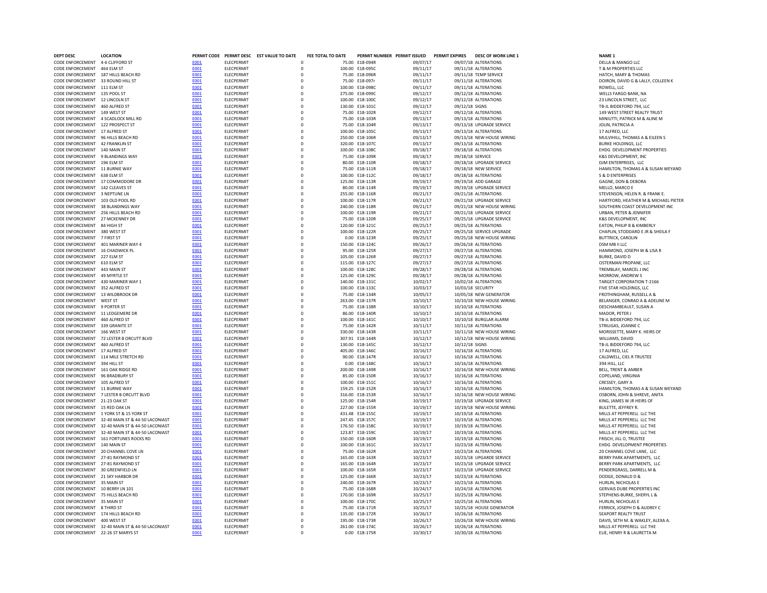| DEPT DESC | LOCATION | PERMIT CODE | PERMIT DESC | EST VALUE TO DATE | FEE TOTAL TO DATE | PERMIT NUMBER | PERMIT ISSUED | PERMIT EXPIRES | DESC OF WORK LINE 1 | NAME 1 |
|---|---|---|---|---|---|---|---|---|---|---|
| CODE ENFORCEMENT | 4-6 CLIFFORD ST | E001 | ELECPERMIT | 0 | 75.00 | E18-094R | 09/07/17 | 09/07/18 | ALTERATIONS | DELLA & MANGO LLC |
| CODE ENFORCEMENT | 464 ELM ST | E001 | ELECPERMIT | 0 | 100.00 | E18-095C | 09/11/17 | 09/11/18 | ALTERATIONS | T & M PROPERTIES LLC |
| CODE ENFORCEMENT | 187 HILLS BEACH RD | E001 | ELECPERMIT | 0 | 75.00 | E18-096R | 09/11/17 | 09/11/18 | TEMP SERVICE | HATCH, MARY & THOMAS |
| CODE ENFORCEMENT | 33 ROUND HILL ST | E001 | ELECPERMIT | 0 | 75.00 | E18-097r | 09/11/17 | 09/11/18 | ALTERATIONS | DOIRON, DAVID G & LALLY, COLLEEN K |
| CODE ENFORCEMENT | 111 ELM ST | E001 | ELECPERMIT | 0 | 100.00 | E18-098C | 09/11/17 | 09/11/18 | ALTERATIONS | ROWELL, LLC |
| CODE ENFORCEMENT | 135 POOL ST | E001 | ELECPERMIT | 0 | 275.00 | E18-099C | 09/12/17 | 09/12/18 | ALTERATIONS | WELLS FARGO BANK, NA |
| CODE ENFORCEMENT | 12 LINCOLN ST | E001 | ELECPERMIT | 0 | 100.00 | E18-100C | 09/12/17 | 09/12/18 | ALTERATIONS | 23 LINCOLN STREET, LLC |
| CODE ENFORCEMENT | 460 ALFRED ST | E001 | ELECPERMIT | 0 | 130.00 | E18-101C | 09/12/17 | 09/12/18 | SIGNS | TB-JL BIDDEFORD 794, LLC |
| CODE ENFORCEMENT | 149 WEST ST | E001 | ELECPERMIT | 0 | 75.00 | E18-102R | 09/12/17 | 09/12/18 | ALTERATIONS | 149 WEST STREET REALTY TRUST |
| CODE ENFORCEMENT | 4 SCADLOCK MILL RD | E001 | ELECPERMIT | 0 | 75.00 | E18-103R | 09/13/17 | 09/13/18 | ALTERATIONS | MINIUTTI, PATRICK M & ALINE M |
| CODE ENFORCEMENT | 122 PROSPECT ST | E001 | ELECPERMIT | 0 | 75.00 | E18-104R | 09/13/17 | 09/13/18 | UPGRADE SERVICE | JOLIN, PATRICIA A |
| CODE ENFORCEMENT | 17 ALFRED ST | E001 | ELECPERMIT | 0 | 100.00 | E18-105C | 09/13/17 | 09/13/18 | ALTERATIONS | 17 ALFRED, LLC |
| CODE ENFORCEMENT | 96 HILLS BEACH RD | E001 | ELECPERMIT | 0 | 250.00 | E18-106R | 09/13/17 | 09/13/18 | NEW HOUSE WIRING | MULVIHILL, THOMAS A & EILEEN S |
| CODE ENFORCEMENT | 42 FRANKLIN ST | E001 | ELECPERMIT | 0 | 320.00 | E18-107C | 09/13/17 | 09/13/18 | ALTERATIONS | BURKE HOLDINGS, LLC |
| CODE ENFORCEMENT | 140 MAIN ST | E001 | ELECPERMIT | 0 | 100.00 | E18-108C | 09/18/17 | 09/18/18 | ALTERATIONS | EHDG DEVELOPMENT PROPERTIES |
| CODE ENFORCEMENT | 9 BLANDINGS WAY | E001 | ELECPERMIT | 0 | 75.00 | E18-109R | 09/18/17 | 09/18/18 | SERVICE | K&S DEVELOPMENT, INC |
| CODE ENFORCEMENT | 196 ELM ST | E001 | ELECPERMIT | 0 | 80.00 | E18-110R | 09/18/17 | 09/18/18 | UPGRADE SERVICE | DJM ENTERPRISES, LLC |
| CODE ENFORCEMENT | 11 BURNIE WAY | E001 | ELECPERMIT | 0 | 75.00 | E18-111R | 09/18/17 | 09/18/18 | NEW SERVICE | HAMILTON, THOMAS A & SUSAN WEYAND |
| CODE ENFORCEMENT | 638 ELM ST | E001 | ELECPERMIT | 0 | 100.00 | E18-112C | 09/18/17 | 09/18/18 | ALTERATIONS | S & D ENTERPRISES |
| CODE ENFORCEMENT | 17 COMMODORE DR | E001 | ELECPERMIT | 0 | 125.00 | E18-113R | 09/19/17 | 09/19/18 | ADD GARAGE | GAGNE, DON & DEBORA |
| CODE ENFORCEMENT | 142 CLEAVES ST | E001 | ELECPERMIT | 0 | 80.00 | E18-114R | 09/19/17 | 09/19/18 | UPGRADE SERVICE | MELLO, MARCO E |
| CODE ENFORCEMENT | 3 NEPTUNE LN | E001 | ELECPERMIT | 0 | 255.00 | E18-116R | 09/21/17 | 09/21/18 | ALTERATIONS | STEVENSON, HELEN R. & FRANK E. |
| CODE ENFORCEMENT | 103 OLD POOL RD | E001 | ELECPERMIT | 0 | 100.00 | E18-117R | 09/21/17 | 09/21/18 | UPGRADE SERVICE | HARTFORD, HEATHER M & MICHAEL PIETER |
| CODE ENFORCEMENT | 38 BLANDINGS WAY | E001 | ELECPERMIT | 0 | 240.00 | E18-118R | 09/21/17 | 09/21/18 | NEW HOUSE WIRING | SOUTHERN COAST DEVELOPMENT INC |
| CODE ENFORCEMENT | 256 HILLS BEACH RD | E001 | ELECPERMIT | 0 | 100.00 | E18-119R | 09/21/17 | 09/21/18 | UPGRADE SERVICE | URBAN, PETER & JENNIFER |
| CODE ENFORCEMENT | 27 MCKENNEY DR | E001 | ELECPERMIT | 0 | 75.00 | E18-120R | 09/25/17 | 09/25/18 | UPGRADE SERVICE | K&S DEVELOPMENT, INC |
| CODE ENFORCEMENT | 84 HIGH ST | E001 | ELECPERMIT | 0 | 120.00 | E18-121C | 09/25/17 | 09/25/18 | ALTERATIONS | EATON, PHILIP B & KIMBERLY |
| CODE ENFORCEMENT | 380 WEST ST | E001 | ELECPERMIT | 0 | 100.00 | E18-122R | 09/25/17 | 09/25/18 | SERVICE UPGRADE | CHAPLIN, STODDARD E JR & SHEILA F |
| CODE ENFORCEMENT | 7 FIRST ST | E001 | ELECPERMIT | 0 | 0.00 | E18-123R | 09/25/17 | 09/25/18 | NEW HOUSE WIRING | BUTTRICK, CAROLIN |
| CODE ENFORCEMENT | 401 MARINER WAY 4 | E001 | ELECPERMIT | 0 | 150.00 | E18-124C | 09/26/17 | 09/26/18 | ALTERATIONS | DSM MB II LLC |
| CODE ENFORCEMENT | 16 CHADWICK PL | E001 | ELECPERMIT | 0 | 95.00 | E18-125R | 09/27/17 | 09/27/18 | ALTERATIONS | HAMMOND, JOSEPH W & LISA R |
| CODE ENFORCEMENT | 227 ELM ST | E001 | ELECPERMIT | 0 | 105.00 | E18-126R | 09/27/17 | 09/27/18 | ALTERATIONS | BURKE, DAVID D |
| CODE ENFORCEMENT | 610 ELM ST | E001 | ELECPERMIT | 0 | 115.00 | E18-127C | 09/27/17 | 09/27/18 | ALTERATIONS | OSTERMAN PROPANE, LLC |
| CODE ENFORCEMENT | 443 MAIN ST | E001 | ELECPERMIT | 0 | 100.00 | E18-128C | 09/28/17 | 09/28/18 | ALTERATIONS | TREMBLAY, MARCEL J INC |
| CODE ENFORCEMENT | 49 MYRTLE ST | E001 | ELECPERMIT | 0 | 125.00 | E18-129C | 09/28/17 | 09/28/18 | ALTERATIONS | MORROW, ANDREW S |
| CODE ENFORCEMENT | 430 MARINER WAY 1 | E001 | ELECPERMIT | 0 | 140.00 | E18-131C | 10/02/17 | 10/02/18 | ALTERATIONS | TARGET CORPORATION T-2166 |
| CODE ENFORCEMENT | 352 ALFRED ST | E001 | ELECPERMIT | 0 | 100.00 | E18-133C | 10/03/17 | 10/03/18 | SECURITY | FIVE STAR HOLDINGS, LLC |
| CODE ENFORCEMENT | 13 WILDBROOK DR | E001 | ELECPERMIT | 0 | 75.00 | E18-134R | 10/05/17 | 10/05/18 | NEW GENERATOR | FROTHINGHAM, RUSSELL A & |
| CODE ENFORCEMENT | WEST ST | E001 | ELECPERMIT | 0 | 263.00 | E18-137R | 10/10/17 | 10/10/18 | NEW HOUSE WIRING | BELANGER, CONRAD A & ADELINE M |
| CODE ENFORCEMENT | 9 PORTER ST | E001 | ELECPERMIT | 0 | 75.00 | E18-138R | 10/10/17 | 10/10/18 | ALTERATIONS | DESCHAMBEAULT, SUSAN A |
| CODE ENFORCEMENT | 11 LEDGEMERE DR | E001 | ELECPERMIT | 0 | 86.00 | E18-140R | 10/10/17 | 10/10/18 | ALTERATIONS | MADOR, PETER J |
| CODE ENFORCEMENT | 460 ALFRED ST | E001 | ELECPERMIT | 0 | 100.00 | E18-141C | 10/10/17 | 10/10/18 | BURGLAR ALARM | TB-JL BIDDEFORD 794, LLC |
| CODE ENFORCEMENT | 339 GRANITE ST | E001 | ELECPERMIT | 0 | 75.00 | E18-142R | 10/11/17 | 10/11/18 | ALTERATIONS | STRILIGAS, JOANNE C |
| CODE ENFORCEMENT | 166 WEST ST | E001 | ELECPERMIT | 0 | 330.00 | E18-143R | 10/11/17 | 10/11/18 | NEW HOUSE WIRING | MORISSETTE, MARY K. HEIRS OF |
| CODE ENFORCEMENT | 72 LESTER B ORCUTT BLVD | E001 | ELECPERMIT | 0 | 307.91 | E18-144R | 10/12/17 | 10/12/18 | NEW HOUSE WIRING | WILLIAMS, DAVID |
| CODE ENFORCEMENT | 460 ALFRED ST | E001 | ELECPERMIT | 0 | 130.00 | E18-145C | 10/12/17 | 10/12/18 | SIGNS | TB-JL BIDDEFORD 794, LLC |
| CODE ENFORCEMENT | 17 ALFRED ST | E001 | ELECPERMIT | 0 | 405.00 | E18-146C | 10/16/17 | 10/16/18 | ALTERATIONS | 17 ALFRED, LLC |
| CODE ENFORCEMENT | 114 MILE STRETCH RD | E001 | ELECPERMIT | 0 | 90.00 | E18-147R | 10/16/17 | 10/16/18 | ALTERATIONS | CALDWELL, CIEL R TRUSTEE |
| CODE ENFORCEMENT | 394 HILL ST | E001 | ELECPERMIT | 0 | 0.00 | E18-148C | 10/16/17 | 10/16/18 | ALTERATIONS | 394 HILL, LLC |
| CODE ENFORCEMENT | 161 OAK RIDGE RD | E001 | ELECPERMIT | 0 | 200.00 | E18-149R | 10/16/17 | 10/16/18 | NEW HOUSE WIRING | BELL, TRENT & AMBER |
| CODE ENFORCEMENT | 96 BRADBURY ST | E001 | ELECPERMIT | 0 | 85.00 | E18-150R | 10/16/17 | 10/16/18 | ALTERATIONS | COPELAND, VIRGINIA |
| CODE ENFORCEMENT | 105 ALFRED ST | E001 | ELECPERMIT | 0 | 100.00 | E18-151C | 10/16/17 | 10/16/18 | ALTERATIONS | CRESSEY, GARY A |
| CODE ENFORCEMENT | 11 BURNIE WAY | E001 | ELECPERMIT | 0 | 159.25 | E18-152R | 10/16/17 | 10/16/18 | ALTERATIONS | HAMILTON, THOMAS A & SUSAN WEYAND |
| CODE ENFORCEMENT | 7 LESTER B ORCUTT BLVD | E001 | ELECPERMIT | 0 | 316.00 | E18-153R | 10/16/17 | 10/16/18 | NEW HOUSE WIRING | OSBORN, JOHN & SHREVE, ANITA |
| CODE ENFORCEMENT | 21-23 OAK ST | E001 | ELECPERMIT | 0 | 125.00 | E18-154R | 10/19/17 | 10/19/18 | UPGRADE SERVICE | KING, JAMES W JR HEIRS OF |
| CODE ENFORCEMENT | 15 RED OAK LN | E001 | ELECPERMIT | 0 | 227.00 | E18-155R | 10/19/17 | 10/19/18 | NEW HOUSE WIRING | BULETTE, JEFFREY R. |
| CODE ENFORCEMENT | 1 YORK ST & 15 YORK ST | E001 | ELECPERMIT | 0 | 431.48 | E18-155C | 10/19/17 | 10/19/18 | ALTERATIONS | MILLS AT PEPPERELL LLC THE |
| CODE ENFORCEMENT | 32-40 MAIN ST & 44-50 LACONIAST | E001 | ELECPERMIT | 0 | 247.45 | E18-157C | 10/19/17 | 10/19/18 | ALTERATIONS | MILLS AT PEPPERELL LLC THE |
| CODE ENFORCEMENT | 32-40 MAIN ST & 44-50 LACONIAST | E001 | ELECPERMIT | 0 | 176.50 | E18-158C | 10/19/17 | 10/19/18 | ALTERATIONS | MILLS AT PEPPERELL LLC THE |
| CODE ENFORCEMENT | 32-40 MAIN ST & 44-50 LACONIAST | E001 | ELECPERMIT | 0 | 123.87 | E18-159C | 10/19/17 | 10/19/18 | ALTERATIONS | MILLS AT PEPPERELL LLC THE |
| CODE ENFORCEMENT | 161 FORTUNES ROCKS RD | E001 | ELECPERMIT | 0 | 150.00 | E18-160R | 10/19/17 | 10/19/18 | ALTERATIONS | FRISCH, JILL O, TRUSTEE |
| CODE ENFORCEMENT | 140 MAIN ST | E001 | ELECPERMIT | 0 | 100.00 | E18-161C | 10/23/17 | 10/23/18 | ALTERATIONS | EHDG DEVELOPMENT PROPERTIES |
| CODE ENFORCEMENT | 20 CHANNEL COVE LN | E001 | ELECPERMIT | 0 | 75.00 | E18-162R | 10/23/17 | 10/23/18 | ALTERATIONS | 20 CHANNEL COVE LANE, LLC |
| CODE ENFORCEMENT | 27-81 RAYMOND ST | E001 | ELECPERMIT | 0 | 165.00 | E18-163R | 10/23/17 | 10/23/18 | UPGARDE SERVICE | BERRY PARK APARTMENTS, LLC |
| CODE ENFORCEMENT | 27-81 RAYMOND ST | E001 | ELECPERMIT | 0 | 165.00 | E18-164R | 10/23/17 | 10/23/18 | UPGRADE SERVICE | BERRY PARK APARTMENTS, LLC |
| CODE ENFORCEMENT | 30 GREENFIELD LN | E001 | ELECPERMIT | 0 | 100.00 | E18-165R | 10/23/17 | 10/23/18 | UPGRADE SERVICE | PENDERGRASS, DARRELL M & |
| CODE ENFORCEMENT | 21 SKY HARBOR DR | E001 | ELECPERMIT | 0 | 125.00 | E18-166R | 10/23/17 | 10/23/18 | ALTERATIONS | DODGE, DONALD D & |
| CODE ENFORCEMENT | 35 MAIN ST | E001 | ELECPERMIT | 0 | 240.00 | E18-167R | 10/23/17 | 10/23/18 | ALTERATIONS | HURLIN, NICHOLAS E |
| CODE ENFORCEMENT | 10 BERRY LN 101 | E001 | ELECPERMIT | 0 | 75.00 | E18-168R | 10/24/17 | 10/24/18 | ALTERATIONS | GERVAIS DUBE PROPERTIES INC |
| CODE ENFORCEMENT | 75 HILLS BEACH RD | E001 | ELECPERMIT | 0 | 170.00 | E18-169R | 10/25/17 | 10/25/18 | ALTERATIONS | STEPHENS-BURKE, SHERYL L & |
| CODE ENFORCEMENT | 35 MAIN ST | E001 | ELECPERMIT | 0 | 100.00 | E18-170C | 10/25/17 | 10/25/18 | ALTERATIONS | HURLIN, NICHOLAS E |
| CODE ENFORCEMENT | 8 THIRD ST | E001 | ELECPERMIT | 0 | 75.00 | E18-171R | 10/25/17 | 10/25/18 | HOUSE GENERATOR | FERRICK, JOSEPH D & AUDREY C |
| CODE ENFORCEMENT | 174 HILLS BEACH RD | E001 | ELECPERMIT | 0 | 135.00 | E18-172R | 10/26/17 | 10/26/18 | ALTERATIONS | SEAPORT REALTY TRUST |
| CODE ENFORCEMENT | 400 WEST ST | E001 | ELECPERMIT | 0 | 195.00 | E18-173R | 10/26/17 | 10/26/18 | NEW HOUSE WIRING | DAVIS, SETH M. & WAKLEY, ALEXA A. |
| CODE ENFORCEMENT | 32-40 MAIN ST & 44-50 LACONIAST | E001 | ELECPERMIT | 0 | 261.00 | E18-174C | 10/26/17 | 10/26/18 | ALTERATIONS | MILLS AT PEPPERELL LLC THE |
| CODE ENFORCEMENT | 22-26 ST MARYS ST | E001 | ELECPERMIT | 0 | 0.00 | E18-175R | 10/30/17 | 10/30/18 | ALTERATIONS | ELIE, HENRY R & LAURETTA M |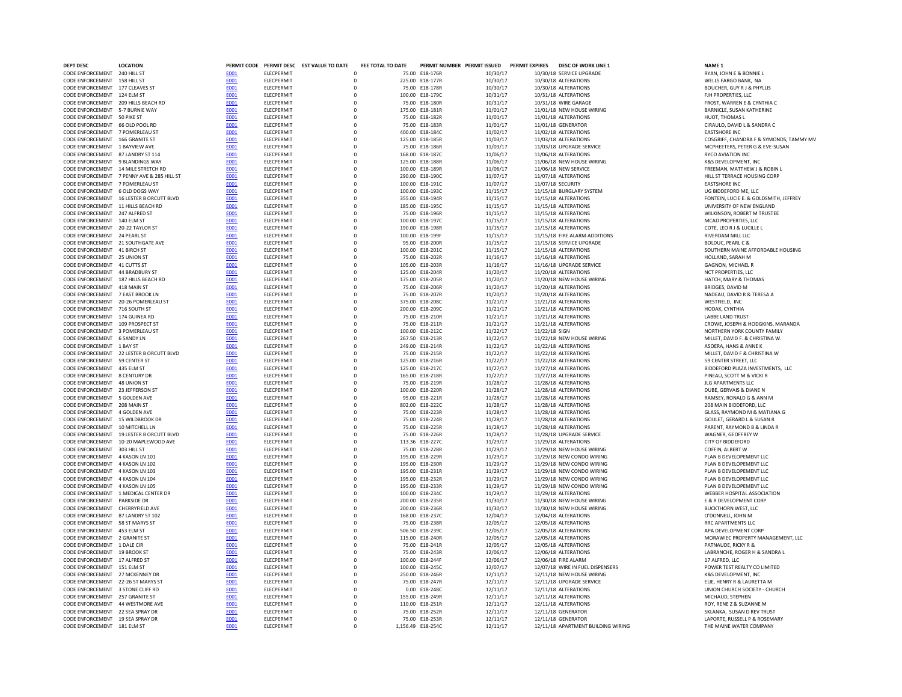| DEPT DESC | LOCATION | PERMIT CODE | PERMIT DESC | EST VALUE TO DATE | FEE TOTAL TO DATE | PERMIT NUMBER | PERMIT ISSUED | PERMIT EXPIRES | DESC OF WORK LINE 1 | NAME 1 |
|---|---|---|---|---|---|---|---|---|---|---|
| CODE ENFORCEMENT | 240 HILL ST | E001 | ELECPERMIT | 0 | 75.00 | E18-176R | 10/30/17 | 10/30/18 | SERVICE UPGRADE | RYAN, JOHN E & BONNIE L |
| CODE ENFORCEMENT | 158 HILL ST | E001 | ELECPERMIT | 0 | 225.00 | E18-177R | 10/30/17 | 10/30/18 | ALTERATIONS | WELLS FARGO BANK, NA |
| CODE ENFORCEMENT | 177 CLEAVES ST | E001 | ELECPERMIT | 0 | 75.00 | E18-178R | 10/30/17 | 10/30/18 | ALTERATIONS | BOUCHER, GUY R J & PHYLLIS |
| CODE ENFORCEMENT | 124 ELM ST | E001 | ELECPERMIT | 0 | 100.00 | E18-179C | 10/31/17 | 10/31/18 | ALTERATIONS | FJH PROPERTIES, LLC |
| CODE ENFORCEMENT | 209 HILLS BEACH RD | E001 | ELECPERMIT | 0 | 75.00 | E18-180R | 10/31/17 | 10/31/18 | WIRE GARAGE | FROST, WARREN E & CYNTHIA C |
| CODE ENFORCEMENT | 5-7 BURNIE WAY | E001 | ELECPERMIT | 0 | 175.00 | E18-181R | 11/01/17 | 11/01/18 | NEW HOUSE WIRING | BARNICLE, SUSAN KATHERINE |
| CODE ENFORCEMENT | 50 PIKE ST | E001 | ELECPERMIT | 0 | 75.00 | E18-182R | 11/01/17 | 11/01/18 | ALTERATIONS | HUOT, THOMAS L |
| CODE ENFORCEMENT | 66 OLD POOL RD | E001 | ELECPERMIT | 0 | 75.00 | E18-183R | 11/01/17 | 11/01/18 | GENERATOR | CIRAULO, DAVID L & SANDRA C |
| CODE ENFORCEMENT | 7 POMERLEAU ST | E001 | ELECPERMIT | 0 | 400.00 | E18-184C | 11/02/17 | 11/02/18 | ALTERATIONS | EASTSHORE INC |
| CODE ENFORCEMENT | 166 GRANITE ST | E001 | ELECPERMIT | 0 | 125.00 | E18-185R | 11/03/17 | 11/03/18 | ALTERATIONS | COSGRIFF, CHANDRA F & SYMONDS, TAMMY MV |
| CODE ENFORCEMENT | 1 BAYVIEW AVE | E001 | ELECPERMIT | 0 | 75.00 | E18-186R | 11/03/17 | 11/03/18 | UPGRADE SERVICE | MCPHEETERS, PETER G & EVE-SUSAN |
| CODE ENFORCEMENT | 87 LANDRY ST 114 | E001 | ELECPERMIT | 0 | 168.00 | E18-187C | 11/06/17 | 11/06/18 | ALTERATIONS | RYCO AVIATION INC |
| CODE ENFORCEMENT | 9 BLANDINGS WAY | E001 | ELECPERMIT | 0 | 125.00 | E18-188R | 11/06/17 | 11/06/18 | NEW HOUSE WIRING | K&S DEVELOPMENT, INC |
| CODE ENFORCEMENT | 14 MILE STRETCH RD | E001 | ELECPERMIT | 0 | 100.00 | E18-189R | 11/06/17 | 11/06/18 | NEW SERVICE | FREEMAN, MATTHEW J & ROBIN L |
| CODE ENFORCEMENT | 7 PENNY AVE & 285 HILL ST | E001 | ELECPERMIT | 0 | 290.00 | E18-190C | 11/07/17 | 11/07/18 | ALTERATIONS | HILL ST TERRACE HOUSING CORP |
| CODE ENFORCEMENT | 7 POMERLEAU ST | E001 | ELECPERMIT | 0 | 100.00 | E18-191C | 11/07/17 | 11/07/18 | SECURITY | EASTSHORE INC |
| CODE ENFORCEMENT | 6 OLD DOGS WAY | E001 | ELECPERMIT | 0 | 100.00 | E18-193C | 11/15/17 | 11/15/18 | BURGLARY SYSTEM | UG BIDDEFORD ME, LLC |
| CODE ENFORCEMENT | 16 LESTER B ORCUTT BLVD | E001 | ELECPERMIT | 0 | 355.00 | E18-194R | 11/15/17 | 11/15/18 | ALTERATIONS | FONTEIN, LUCIE E. & GOLDSMITH, JEFFREY |
| CODE ENFORCEMENT | 11 HILLS BEACH RD | E001 | ELECPERMIT | 0 | 185.00 | E18-195C | 11/15/17 | 11/15/18 | ALTERATIONS | UNIVERSITY OF NEW ENGLAND |
| CODE ENFORCEMENT | 247 ALFRED ST | E001 | ELECPERMIT | 0 | 75.00 | E18-196R | 11/15/17 | 11/15/18 | ALTERATIONS | WILKINSON, ROBERT M TRUSTEE |
| CODE ENFORCEMENT | 140 ELM ST | E001 | ELECPERMIT | 0 | 100.00 | E18-197C | 11/15/17 | 11/15/18 | ALTERATIONS | MCAD PROPERTIES, LLC |
| CODE ENFORCEMENT | 20-22 TAYLOR ST | E001 | ELECPERMIT | 0 | 190.00 | E18-198R | 11/15/17 | 11/15/18 | ALTERATIONS | COTE, LEO R J & LUCILLE L |
| CODE ENFORCEMENT | 24 PEARL ST | E001 | ELECPERMIT | 0 | 100.00 | E18-199F | 11/15/17 | 11/15/18 | FIRE ALARM ADDITIONS | RIVERDAM MILL LLC |
| CODE ENFORCEMENT | 21 SOUTHGATE AVE | E001 | ELECPERMIT | 0 | 95.00 | E18-200R | 11/15/17 | 11/15/18 | SERVICE UPGRADE | BOLDUC, PEARL C & |
| CODE ENFORCEMENT | 41 BIRCH ST | E001 | ELECPERMIT | 0 | 100.00 | E18-201C | 11/15/17 | 11/15/18 | ALTERATIONS | SOUTHERN MAINE AFFORDABLE HOUSING |
| CODE ENFORCEMENT | 25 UNION ST | E001 | ELECPERMIT | 0 | 75.00 | E18-202R | 11/16/17 | 11/16/18 | ALTERATIONS | HOLLAND, SARAH M |
| CODE ENFORCEMENT | 41 CUTTS ST | E001 | ELECPERMIT | 0 | 105.00 | E18-203R | 11/16/17 | 11/16/18 | UPGRADE SERVICE | GAGNON, MICHAEL R |
| CODE ENFORCEMENT | 44 BRADBURY ST | E001 | ELECPERMIT | 0 | 125.00 | E18-204R | 11/20/17 | 11/20/18 | ALTERATIONS | NCT PROPERTIES, LLC |
| CODE ENFORCEMENT | 187 HILLS BEACH RD | E001 | ELECPERMIT | 0 | 175.00 | E18-205R | 11/20/17 | 11/20/18 | NEW HOUSE WIRING | HATCH, MARY & THOMAS |
| CODE ENFORCEMENT | 418 MAIN ST | E001 | ELECPERMIT | 0 | 75.00 | E18-206R | 11/20/17 | 11/20/18 | ALTERATIONS | BRIDGES, DAVID M |
| CODE ENFORCEMENT | 7 EAST BROOK LN | E001 | ELECPERMIT | 0 | 75.00 | E18-207R | 11/20/17 | 11/20/18 | ALTERATIONS | NADEAU, DAVID R & TERESA A |
| CODE ENFORCEMENT | 20-26 POMERLEAU ST | E001 | ELECPERMIT | 0 | 375.00 | E18-208C | 11/21/17 | 11/21/18 | ALTERATIONS | WESTFIELD, INC |
| CODE ENFORCEMENT | 716 SOUTH ST | E001 | ELECPERMIT | 0 | 200.00 | E18-209C | 11/21/17 | 11/21/18 | ALTERATIONS | HODAK, CYNTHIA |
| CODE ENFORCEMENT | 174 GUINEA RD | E001 | ELECPERMIT | 0 | 75.00 | E18-210R | 11/21/17 | 11/21/18 | ALTERATIONS | LABBE LAND TRUST |
| CODE ENFORCEMENT | 109 PROSPECT ST | E001 | ELECPERMIT | 0 | 75.00 | E18-211R | 11/21/17 | 11/21/18 | ALTERATIONS | CROWE, JOSEPH & HODGKINS, MARANDA |
| CODE ENFORCEMENT | 3 POMERLEAU ST | E001 | ELECPERMIT | 0 | 100.00 | E18-212C | 11/22/17 | 11/22/18 | SIGN | NORTHERN YORK COUNTY FAMILY |
| CODE ENFORCEMENT | 6 SANDY LN | E001 | ELECPERMIT | 0 | 267.50 | E18-213R | 11/22/17 | 11/22/18 | NEW HOUSE WIRING | MILLET, DAVID F. & CHRISTINA W. |
| CODE ENFORCEMENT | 1 BAY ST | E001 | ELECPERMIT | 0 | 249.00 | E18-214R | 11/22/17 | 11/22/18 | ALTERATIONS | ASOERA, HANS & ANNE K |
| CODE ENFORCEMENT | 22 LESTER B ORCUTT BLVD | E001 | ELECPERMIT | 0 | 75.00 | E18-215R | 11/22/17 | 11/22/18 | ALTERATIONS | MILLET, DAVID F & CHRISTINA W |
| CODE ENFORCEMENT | 59 CENTER ST | E001 | ELECPERMIT | 0 | 125.00 | E18-216R | 11/22/17 | 11/22/18 | ALTERATIONS | 59 CENTER STREET, LLC |
| CODE ENFORCEMENT | 435 ELM ST | E001 | ELECPERMIT | 0 | 125.00 | E18-217C | 11/27/17 | 11/27/18 | ALTERATIONS | BIDDEFORD PLAZA INVESTMENTS, LLC |
| CODE ENFORCEMENT | 8 CENTURY DR | E001 | ELECPERMIT | 0 | 165.00 | E18-218R | 11/27/17 | 11/27/18 | ALTERATIONS | PINEAU, SCOTT M & VICKI R |
| CODE ENFORCEMENT | 48 UNION ST | E001 | ELECPERMIT | 0 | 75.00 | E18-219R | 11/28/17 | 11/28/18 | ALTERATIONS | JLG APARTMENTS LLC |
| CODE ENFORCEMENT | 23 JEFFERSON ST | E001 | ELECPERMIT | 0 | 100.00 | E18-220R | 11/28/17 | 11/28/18 | ALTERATIONS | DUBE, GERVAIS & DIANE N |
| CODE ENFORCEMENT | 5 GOLDEN AVE | E001 | ELECPERMIT | 0 | 95.00 | E18-221R | 11/28/17 | 11/28/18 | ALTERATIONS | RAMSEY, RONALD G & ANN M |
| CODE ENFORCEMENT | 208 MAIN ST | E001 | ELECPERMIT | 0 | 802.00 | E18-222C | 11/28/17 | 11/28/18 | ALTERATIONS | 208 MAIN BIDDEFORD, LLC |
| CODE ENFORCEMENT | 4 GOLDEN AVE | E001 | ELECPERMIT | 0 | 75.00 | E18-223R | 11/28/17 | 11/28/18 | ALTERATIONS | GLASS, RAYMOND M & MATIANA G |
| CODE ENFORCEMENT | 15 WILDBROOK DR | E001 | ELECPERMIT | 0 | 75.00 | E18-224R | 11/28/17 | 11/28/18 | ALTERATIONS | GOULET, GERARD L & SUSAN R |
| CODE ENFORCEMENT | 10 MITCHELL LN | E001 | ELECPERMIT | 0 | 75.00 | E18-225R | 11/28/17 | 11/28/18 | ALTERATIONS | PARENT, RAYMOND B & LINDA R |
| CODE ENFORCEMENT | 19 LESTER B ORCUTT BLVD | E001 | ELECPERMIT | 0 | 75.00 | E18-226R | 11/28/17 | 11/28/18 | UPGRADE SERVICE | WAGNER, GEOFFREY W |
| CODE ENFORCEMENT | 10-20 MAPLEWOOD AVE | E001 | ELECPERMIT | 0 | 113.36 | E18-227C | 11/29/17 | 11/29/18 | ALTERATIONS | CITY OF BIDDEFORD |
| CODE ENFORCEMENT | 303 HILL ST | E001 | ELECPERMIT | 0 | 75.00 | E18-228R | 11/29/17 | 11/29/18 | NEW HOUSE WIRING | COFFIN, ALBERT W |
| CODE ENFORCEMENT | 4 KASON LN 101 | E001 | ELECPERMIT | 0 | 195.00 | E18-229R | 11/29/17 | 11/29/18 | NEW CONDO WIRING | PLAN B DEVELOPEMENT LLC |
| CODE ENFORCEMENT | 4 KASON LN 102 | E001 | ELECPERMIT | 0 | 195.00 | E18-230R | 11/29/17 | 11/29/18 | NEW CONDO WIRING | PLAN B DEVELOPEMENT LLC |
| CODE ENFORCEMENT | 4 KASON LN 103 | E001 | ELECPERMIT | 0 | 195.00 | E18-231R | 11/29/17 | 11/29/18 | NEW CONDO WIRING | PLAN B DEVELOPEMENT LLC |
| CODE ENFORCEMENT | 4 KASON LN 104 | E001 | ELECPERMIT | 0 | 195.00 | E18-232R | 11/29/17 | 11/29/18 | NEW CONDO WIRING | PLAN B DEVELOPEMENT LLC |
| CODE ENFORCEMENT | 4 KASON LN 105 | E001 | ELECPERMIT | 0 | 195.00 | E18-233R | 11/29/17 | 11/29/18 | NEW CONDO WIRING | PLAN B DEVELOPEMENT LLC |
| CODE ENFORCEMENT | 1 MEDICAL CENTER DR | E001 | ELECPERMIT | 0 | 100.00 | E18-234C | 11/29/17 | 11/29/18 | ALTERATIONS | WEBBER HOSPITAL ASSOCIATION |
| CODE ENFORCEMENT | PARKSIDE DR | E001 | ELECPERMIT | 0 | 200.00 | E18-235R | 11/30/17 | 11/30/18 | NEW HOUSE WIRING | E & R DEVELOPMENT CORP |
| CODE ENFORCEMENT | CHERRYFIELD AVE | E001 | ELECPERMIT | 0 | 200.00 | E18-236R | 11/30/17 | 11/30/18 | NEW HOUSE WIRING | BUCKTHORN WEST, LLC |
| CODE ENFORCEMENT | 87 LANDRY ST 102 | E001 | ELECPERMIT | 0 | 168.00 | E18-237C | 12/04/17 | 12/04/18 | ALTERATIONS | O'DONNELL, JOHN M |
| CODE ENFORCEMENT | 58 ST MARYS ST | E001 | ELECPERMIT | 0 | 75.00 | E18-238R | 12/05/17 | 12/05/18 | ALTERATIONS | RRC APARTMENTS LLC |
| CODE ENFORCEMENT | 453 ELM ST | E001 | ELECPERMIT | 0 | 506.50 | E18-239C | 12/05/17 | 12/05/18 | ALTERATIONS | APA DEVELOPMENT CORP |
| CODE ENFORCEMENT | 2 GRANITE ST | E001 | ELECPERMIT | 0 | 115.00 | E18-240R | 12/05/17 | 12/05/18 | ALTERATIONS | MORAWIEC PROPERTY MANAGEMENT, LLC |
| CODE ENFORCEMENT | 1 DALE CIR | E001 | ELECPERMIT | 0 | 75.00 | E18-241R | 12/05/17 | 12/05/18 | ALTERATIONS | PATNAUDE, RICKY R & |
| CODE ENFORCEMENT | 19 BROOK ST | E001 | ELECPERMIT | 0 | 75.00 | E18-243R | 12/06/17 | 12/06/18 | ALTERATIONS | LABRANCHE, ROGER H & SANDRA L |
| CODE ENFORCEMENT | 17 ALFRED ST | E001 | ELECPERMIT | 0 | 100.00 | E18-244F | 12/06/17 | 12/06/18 | FIRE ALARM | 17 ALFRED, LLC |
| CODE ENFORCEMENT | 151 ELM ST | E001 | ELECPERMIT | 0 | 100.00 | E18-245C | 12/07/17 | 12/07/18 | WIRE IN FUEL DISPENSERS | POWER TEST REALTY CO LIMITED |
| CODE ENFORCEMENT | 27 MCKENNEY DR | E001 | ELECPERMIT | 0 | 250.00 | E18-246R | 12/11/17 | 12/11/18 | NEW HOUSE WIRING | K&S DEVELOPMENT, INC |
| CODE ENFORCEMENT | 22-26 ST MARYS ST | E001 | ELECPERMIT | 0 | 75.00 | E18-247R | 12/11/17 | 12/11/18 | UPGRADE SERVICE | ELIE, HENRY R & LAURETTA M |
| CODE ENFORCEMENT | 3 STONE CLIFF RD | E001 | ELECPERMIT | 0 | 0.00 | E18-248C | 12/11/17 | 12/11/18 | ALTERATIONS | UNION CHURCH SOCIETY - CHURCH |
| CODE ENFORCEMENT | 257 GRANITE ST | E001 | ELECPERMIT | 0 | 155.00 | E18-249R | 12/11/17 | 12/11/18 | ALTERATIONS | MICHAUD, STEPHEN |
| CODE ENFORCEMENT | 44 WESTMORE AVE | E001 | ELECPERMIT | 0 | 110.00 | E18-251R | 12/11/17 | 12/11/18 | ALTERATIONS | ROY, RENE Z & SUZANNE M |
| CODE ENFORCEMENT | 22 SEA SPRAY DR | E001 | ELECPERMIT | 0 | 75.00 | E18-252R | 12/11/17 | 12/11/18 | GENERATOR | SKLANKA, SUSAN D REV TRUST |
| CODE ENFORCEMENT | 19 SEA SPRAY DR | E001 | ELECPERMIT | 0 | 75.00 | E18-253R | 12/11/17 | 12/11/18 | GENERATOR | LAPORTE, RUSSELL P & ROSEMARY |
| CODE ENFORCEMENT | 181 ELM ST | E001 | ELECPERMIT | 0 | 1,156.49 | E18-254C | 12/11/17 | 12/11/18 | APARTMENT BUILDING WIRING | THE MAINE WATER COMPANY |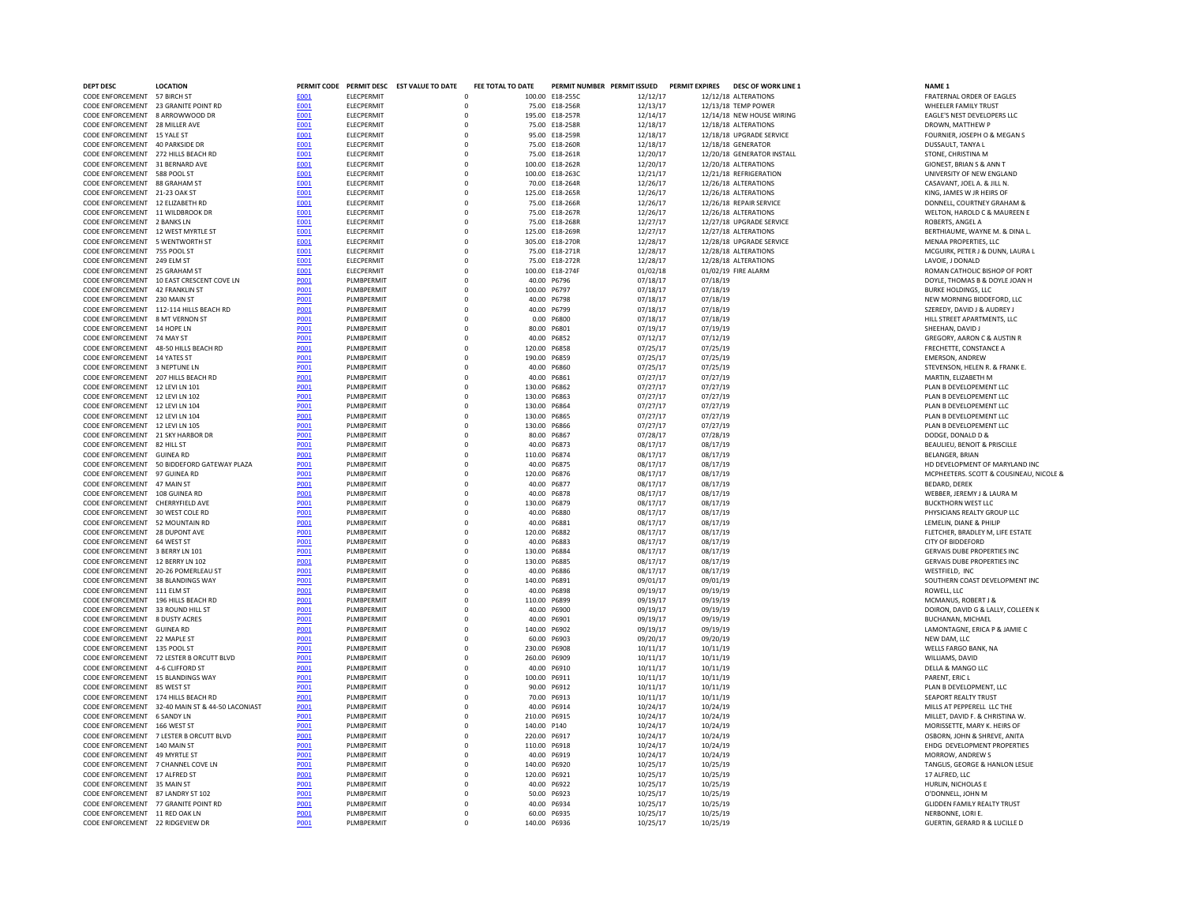| DEPT DESC | LOCATION | PERMIT CODE | PERMIT DESC | EST VALUE TO DATE | FEE TOTAL TO DATE | PERMIT NUMBER | PERMIT ISSUED | PERMIT EXPIRES | DESC OF WORK LINE 1 | NAME 1 |
|---|---|---|---|---|---|---|---|---|---|---|
| CODE ENFORCEMENT | 57 BIRCH ST | E001 | ELECPERMIT | 0 | 100.00 | E18-255C | 12/12/17 | 12/12/18 | ALTERATIONS | FRATERNAL ORDER OF EAGLES |
| CODE ENFORCEMENT | 23 GRANITE POINT RD | E001 | ELECPERMIT | 0 | 75.00 | E18-256R | 12/13/17 | 12/13/18 | TEMP POWER | WHEELER FAMILY TRUST |
| CODE ENFORCEMENT | 8 ARROWWOOD DR | E001 | ELECPERMIT | 0 | 195.00 | E18-257R | 12/14/17 | 12/14/18 | NEW HOUSE WIRING | EAGLE'S NEST DEVELOPERS LLC |
| CODE ENFORCEMENT | 28 MILLER AVE | E001 | ELECPERMIT | 0 | 75.00 | E18-258R | 12/18/17 | 12/18/18 | ALTERATIONS | DROWN, MATTHEW P |
| CODE ENFORCEMENT | 15 YALE ST | E001 | ELECPERMIT | 0 | 95.00 | E18-259R | 12/18/17 | 12/18/18 | UPGRADE SERVICE | FOURNIER, JOSEPH O & MEGAN S |
| CODE ENFORCEMENT | 40 PARKSIDE DR | E001 | ELECPERMIT | 0 | 75.00 | E18-260R | 12/18/17 | 12/18/18 | GENERATOR | DUSSAULT, TANYA L |
| CODE ENFORCEMENT | 272 HILLS BEACH RD | E001 | ELECPERMIT | 0 | 75.00 | E18-261R | 12/20/17 | 12/20/18 | GENERATOR INSTALL | STONE, CHRISTINA M |
| CODE ENFORCEMENT | 31 BERNARD AVE | E001 | ELECPERMIT | 0 | 100.00 | E18-262R | 12/20/17 | 12/20/18 | ALTERATIONS | GIONEST, BRIAN S & ANN T |
| CODE ENFORCEMENT | 588 POOL ST | E001 | ELECPERMIT | 0 | 100.00 | E18-263C | 12/21/17 | 12/21/18 | REFRIGERATION | UNIVERSITY OF NEW ENGLAND |
| CODE ENFORCEMENT | 88 GRAHAM ST | E001 | ELECPERMIT | 0 | 70.00 | E18-264R | 12/26/17 | 12/26/18 | ALTERATIONS | CASAVANT, JOEL A. & JILL N. |
| CODE ENFORCEMENT | 21-23 OAK ST | E001 | ELECPERMIT | 0 | 125.00 | E18-265R | 12/26/17 | 12/26/18 | ALTERATIONS | KING, JAMES W JR HEIRS OF |
| CODE ENFORCEMENT | 12 ELIZABETH RD | E001 | ELECPERMIT | 0 | 75.00 | E18-266R | 12/26/17 | 12/26/18 | REPAIR SERVICE | DONNELL, COURTNEY GRAHAM & |
| CODE ENFORCEMENT | 11 WILDBROOK DR | E001 | ELECPERMIT | 0 | 75.00 | E18-267R | 12/26/17 | 12/26/18 | ALTERATIONS | WELTON, HAROLD C & MAUREEN E |
| CODE ENFORCEMENT | 2 BANKS LN | E001 | ELECPERMIT | 0 | 75.00 | E18-268R | 12/27/17 | 12/27/18 | UPGRADE SERVICE | ROBERTS, ANGEL A |
| CODE ENFORCEMENT | 12 WEST MYRTLE ST | E001 | ELECPERMIT | 0 | 125.00 | E18-269R | 12/27/17 | 12/27/18 | ALTERATIONS | BERTHIAUME, WAYNE M. & DINA L. |
| CODE ENFORCEMENT | 5 WENTWORTH ST | E001 | ELECPERMIT | 0 | 305.00 | E18-270R | 12/28/17 | 12/28/18 | UPGRADE SERVICE | MENAA PROPERTIES, LLC |
| CODE ENFORCEMENT | 755 POOL ST | E001 | ELECPERMIT | 0 | 75.00 | E18-271R | 12/28/17 | 12/28/18 | ALTERATIONS | MCGUIRK, PETER J & DUNN, LAURA L |
| CODE ENFORCEMENT | 249 ELM ST | E001 | ELECPERMIT | 0 | 75.00 | E18-272R | 12/28/17 | 12/28/18 | ALTERATIONS | LAVOIE, J DONALD |
| CODE ENFORCEMENT | 25 GRAHAM ST | E001 | ELECPERMIT | 0 | 100.00 | E18-274F | 01/02/18 | 01/02/19 | FIRE ALARM | ROMAN CATHOLIC BISHOP OF PORT |
| CODE ENFORCEMENT | 10 EAST CRESCENT COVE LN | P001 | PLMBPERMIT | 0 | 40.00 | P6796 | 07/18/17 | 07/18/19 | | DOYLE, THOMAS B & DOYLE JOAN H |
| CODE ENFORCEMENT | 42 FRANKLIN ST | P001 | PLMBPERMIT | 0 | 100.00 | P6797 | 07/18/17 | 07/18/19 | | BURKE HOLDINGS, LLC |
| CODE ENFORCEMENT | 230 MAIN ST | P001 | PLMBPERMIT | 0 | 40.00 | P6798 | 07/18/17 | 07/18/19 | | NEW MORNING BIDDEFORD, LLC |
| CODE ENFORCEMENT | 112-114 HILLS BEACH RD | P001 | PLMBPERMIT | 0 | 40.00 | P6799 | 07/18/17 | 07/18/19 | | SZEREDY, DAVID J & AUDREY J |
| CODE ENFORCEMENT | 8 MT VERNON ST | P001 | PLMBPERMIT | 0 | 0.00 | P6800 | 07/18/17 | 07/18/19 | | HILL STREET APARTMENTS, LLC |
| CODE ENFORCEMENT | 14 HOPE LN | P001 | PLMBPERMIT | 0 | 80.00 | P6801 | 07/19/17 | 07/19/19 | | SHEEHAN, DAVID J |
| CODE ENFORCEMENT | 74 MAY ST | P001 | PLMBPERMIT | 0 | 40.00 | P6852 | 07/12/17 | 07/12/19 | | GREGORY, AARON C & AUSTIN R |
| CODE ENFORCEMENT | 48-50 HILLS BEACH RD | P001 | PLMBPERMIT | 0 | 120.00 | P6858 | 07/25/17 | 07/25/19 | | FRECHETTE, CONSTANCE A |
| CODE ENFORCEMENT | 14 YATES ST | P001 | PLMBPERMIT | 0 | 190.00 | P6859 | 07/25/17 | 07/25/19 | | EMERSON, ANDREW |
| CODE ENFORCEMENT | 3 NEPTUNE LN | P001 | PLMBPERMIT | 0 | 40.00 | P6860 | 07/25/17 | 07/25/19 | | STEVENSON, HELEN R. & FRANK E. |
| CODE ENFORCEMENT | 207 HILLS BEACH RD | P001 | PLMBPERMIT | 0 | 40.00 | P6861 | 07/27/17 | 07/27/19 | | MARTIN, ELIZABETH M |
| CODE ENFORCEMENT | 12 LEVI LN 101 | P001 | PLMBPERMIT | 0 | 130.00 | P6862 | 07/27/17 | 07/27/19 | | PLAN B DEVELOPEMENT LLC |
| CODE ENFORCEMENT | 12 LEVI LN 102 | P001 | PLMBPERMIT | 0 | 130.00 | P6863 | 07/27/17 | 07/27/19 | | PLAN B DEVELOPEMENT LLC |
| CODE ENFORCEMENT | 12 LEVI LN 104 | P001 | PLMBPERMIT | 0 | 130.00 | P6864 | 07/27/17 | 07/27/19 | | PLAN B DEVELOPEMENT LLC |
| CODE ENFORCEMENT | 12 LEVI LN 104 | P001 | PLMBPERMIT | 0 | 130.00 | P6865 | 07/27/17 | 07/27/19 | | PLAN B DEVELOPEMENT LLC |
| CODE ENFORCEMENT | 12 LEVI LN 105 | P001 | PLMBPERMIT | 0 | 130.00 | P6866 | 07/27/17 | 07/27/19 | | PLAN B DEVELOPEMENT LLC |
| CODE ENFORCEMENT | 21 SKY HARBOR DR | P001 | PLMBPERMIT | 0 | 80.00 | P6867 | 07/28/17 | 07/28/19 | | DODGE, DONALD D & |
| CODE ENFORCEMENT | 82 HILL ST | P001 | PLMBPERMIT | 0 | 40.00 | P6873 | 08/17/17 | 08/17/19 | | BEAULIEU, BENOIT & PRISCILLE |
| CODE ENFORCEMENT | GUINEA RD | P001 | PLMBPERMIT | 0 | 110.00 | P6874 | 08/17/17 | 08/17/19 | | BELANGER, BRIAN |
| CODE ENFORCEMENT | 50 BIDDEFORD GATEWAY PLAZA | P001 | PLMBPERMIT | 0 | 40.00 | P6875 | 08/17/17 | 08/17/19 | | HD DEVELOPMENT OF MARYLAND INC |
| CODE ENFORCEMENT | 97 GUINEA RD | P001 | PLMBPERMIT | 0 | 120.00 | P6876 | 08/17/17 | 08/17/19 | | MCPHEETERS. SCOTT & COUSINEAU, NICOLE & |
| CODE ENFORCEMENT | 47 MAIN ST | P001 | PLMBPERMIT | 0 | 40.00 | P6877 | 08/17/17 | 08/17/19 | | BEDARD, DEREK |
| CODE ENFORCEMENT | 108 GUINEA RD | P001 | PLMBPERMIT | 0 | 40.00 | P6878 | 08/17/17 | 08/17/19 | | WEBBER, JEREMY J & LAURA M |
| CODE ENFORCEMENT | CHERRYFIELD AVE | P001 | PLMBPERMIT | 0 | 130.00 | P6879 | 08/17/17 | 08/17/19 | | BUCKTHORN WEST LLC |
| CODE ENFORCEMENT | 30 WEST COLE RD | P001 | PLMBPERMIT | 0 | 40.00 | P6880 | 08/17/17 | 08/17/19 | | PHYSICIANS REALTY GROUP LLC |
| CODE ENFORCEMENT | 52 MOUNTAIN RD | P001 | PLMBPERMIT | 0 | 40.00 | P6881 | 08/17/17 | 08/17/19 | | LEMELIN, DIANE & PHILIP |
| CODE ENFORCEMENT | 28 DUPONT AVE | P001 | PLMBPERMIT | 0 | 120.00 | P6882 | 08/17/17 | 08/17/19 | | FLETCHER, BRADLEY M, LIFE ESTATE |
| CODE ENFORCEMENT | 64 WEST ST | P001 | PLMBPERMIT | 0 | 40.00 | P6883 | 08/17/17 | 08/17/19 | | CITY OF BIDDEFORD |
| CODE ENFORCEMENT | 3 BERRY LN 101 | P001 | PLMBPERMIT | 0 | 130.00 | P6884 | 08/17/17 | 08/17/19 | | GERVAIS DUBE PROPERTIES INC |
| CODE ENFORCEMENT | 12 BERRY LN 102 | P001 | PLMBPERMIT | 0 | 130.00 | P6885 | 08/17/17 | 08/17/19 | | GERVAIS DUBE PROPERTIES INC |
| CODE ENFORCEMENT | 20-26 POMERLEAU ST | P001 | PLMBPERMIT | 0 | 40.00 | P6886 | 08/17/17 | 08/17/19 | | WESTFIELD, INC |
| CODE ENFORCEMENT | 38 BLANDINGS WAY | P001 | PLMBPERMIT | 0 | 140.00 | P6891 | 09/01/17 | 09/01/19 | | SOUTHERN COAST DEVELOPMENT INC |
| CODE ENFORCEMENT | 111 ELM ST | P001 | PLMBPERMIT | 0 | 40.00 | P6898 | 09/19/17 | 09/19/19 | | ROWELL, LLC |
| CODE ENFORCEMENT | 196 HILLS BEACH RD | P001 | PLMBPERMIT | 0 | 110.00 | P6899 | 09/19/17 | 09/19/19 | | MCMANUS, ROBERT J & |
| CODE ENFORCEMENT | 33 ROUND HILL ST | P001 | PLMBPERMIT | 0 | 40.00 | P6900 | 09/19/17 | 09/19/19 | | DOIRON, DAVID G & LALLY, COLLEEN K |
| CODE ENFORCEMENT | 8 DUSTY ACRES | P001 | PLMBPERMIT | 0 | 40.00 | P6901 | 09/19/17 | 09/19/19 | | BUCHANAN, MICHAEL |
| CODE ENFORCEMENT | GUINEA RD | P001 | PLMBPERMIT | 0 | 140.00 | P6902 | 09/19/17 | 09/19/19 | | LAMONTAGNE, ERICA P & JAMIE C |
| CODE ENFORCEMENT | 22 MAPLE ST | P001 | PLMBPERMIT | 0 | 60.00 | P6903 | 09/20/17 | 09/20/19 | | NEW DAM, LLC |
| CODE ENFORCEMENT | 135 POOL ST | P001 | PLMBPERMIT | 0 | 230.00 | P6908 | 10/11/17 | 10/11/19 | | WELLS FARGO BANK, NA |
| CODE ENFORCEMENT | 72 LESTER B ORCUTT BLVD | P001 | PLMBPERMIT | 0 | 260.00 | P6909 | 10/11/17 | 10/11/19 | | WILLIAMS, DAVID |
| CODE ENFORCEMENT | 4-6 CLIFFORD ST | P001 | PLMBPERMIT | 0 | 40.00 | P6910 | 10/11/17 | 10/11/19 | | DELLA & MANGO LLC |
| CODE ENFORCEMENT | 15 BLANDINGS WAY | P001 | PLMBPERMIT | 0 | 100.00 | P6911 | 10/11/17 | 10/11/19 | | PARENT, ERIC L |
| CODE ENFORCEMENT | 85 WEST ST | P001 | PLMBPERMIT | 0 | 90.00 | P6912 | 10/11/17 | 10/11/19 | | PLAN B DEVELOPMENT, LLC |
| CODE ENFORCEMENT | 174 HILLS BEACH RD | P001 | PLMBPERMIT | 0 | 70.00 | P6913 | 10/11/17 | 10/11/19 | | SEAPORT REALTY TRUST |
| CODE ENFORCEMENT | 32-40 MAIN ST & 44-50 LACONIAST | P001 | PLMBPERMIT | 0 | 40.00 | P6914 | 10/24/17 | 10/24/19 | | MILLS AT PEPPERELL LLC THE |
| CODE ENFORCEMENT | 6 SANDY LN | P001 | PLMBPERMIT | 0 | 210.00 | P6915 | 10/24/17 | 10/24/19 | | MILLET, DAVID F. & CHRISTINA W. |
| CODE ENFORCEMENT | 166 WEST ST | P001 | PLMBPERMIT | 0 | 140.00 | P140 | 10/24/17 | 10/24/19 | | MORISSETTE, MARY K. HEIRS OF |
| CODE ENFORCEMENT | 7 LESTER B ORCUTT BLVD | P001 | PLMBPERMIT | 0 | 220.00 | P6917 | 10/24/17 | 10/24/19 | | OSBORN, JOHN & SHREVE, ANITA |
| CODE ENFORCEMENT | 140 MAIN ST | P001 | PLMBPERMIT | 0 | 110.00 | P6918 | 10/24/17 | 10/24/19 | | EHDG DEVELOPMENT PROPERTIES |
| CODE ENFORCEMENT | 49 MYRTLE ST | P001 | PLMBPERMIT | 0 | 40.00 | P6919 | 10/24/17 | 10/24/19 | | MORROW, ANDREW S |
| CODE ENFORCEMENT | 7 CHANNEL COVE LN | P001 | PLMBPERMIT | 0 | 140.00 | P6920 | 10/25/17 | 10/25/19 | | TANGLIS, GEORGE & HANLON LESLIE |
| CODE ENFORCEMENT | 17 ALFRED ST | P001 | PLMBPERMIT | 0 | 120.00 | P6921 | 10/25/17 | 10/25/19 | | 17 ALFRED, LLC |
| CODE ENFORCEMENT | 35 MAIN ST | P001 | PLMBPERMIT | 0 | 40.00 | P6922 | 10/25/17 | 10/25/19 | | HURLIN, NICHOLAS E |
| CODE ENFORCEMENT | 87 LANDRY ST 102 | P001 | PLMBPERMIT | 0 | 50.00 | P6923 | 10/25/17 | 10/25/19 | | O'DONNELL, JOHN M |
| CODE ENFORCEMENT | 77 GRANITE POINT RD | P001 | PLMBPERMIT | 0 | 40.00 | P6934 | 10/25/17 | 10/25/19 | | GLIDDEN FAMILY REALTY TRUST |
| CODE ENFORCEMENT | 11 RED OAK LN | P001 | PLMBPERMIT | 0 | 60.00 | P6935 | 10/25/17 | 10/25/19 | | NERBONNE, LORI E. |
| CODE ENFORCEMENT | 22 RIDGEVIEW DR | P001 | PLMBPERMIT | 0 | 140.00 | P6936 | 10/25/17 | 10/25/19 | | GUERTIN, GERARD R & LUCILLE D |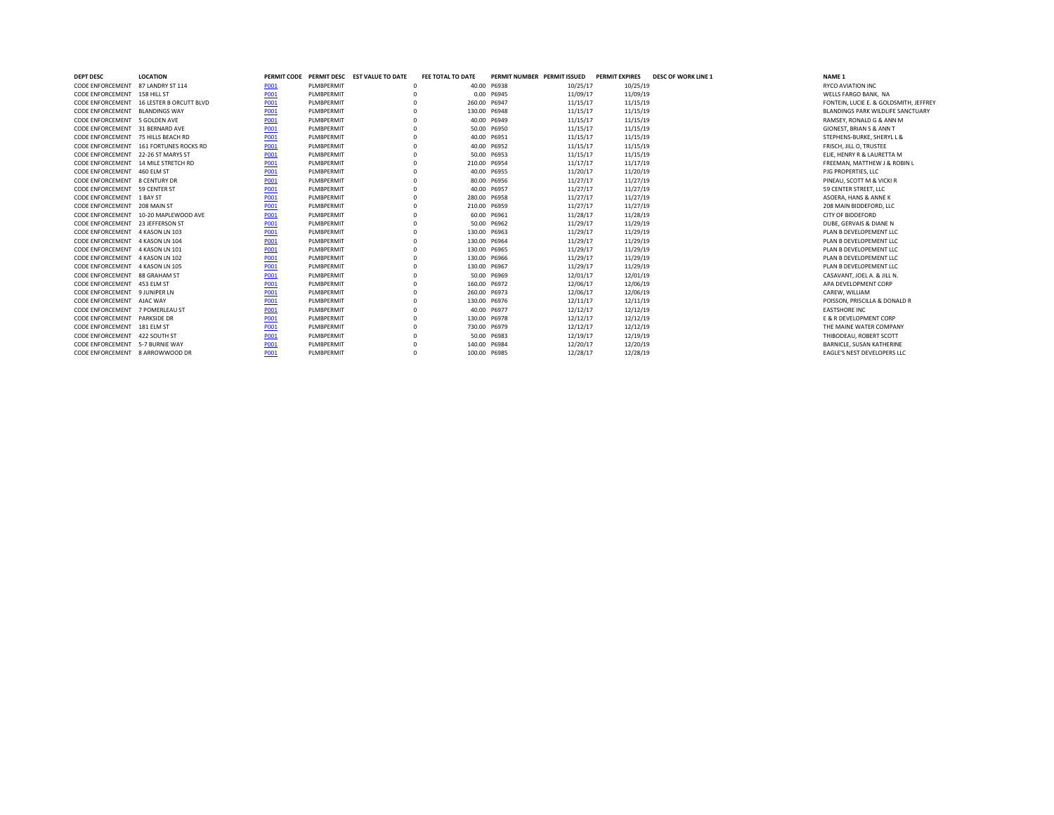| DEPT DESC | LOCATION | PERMIT CODE | PERMIT DESC | EST VALUE TO DATE | FEE TOTAL TO DATE | PERMIT NUMBER | PERMIT ISSUED | PERMIT EXPIRES | DESC OF WORK LINE 1 | NAME 1 |
|---|---|---|---|---|---|---|---|---|---|---|
| CODE ENFORCEMENT | 87 LANDRY ST 114 | P001 | PLMBPERMIT | 0 | 40.00 | P6938 | 10/25/17 | 10/25/19 | | RYCO AVIATION INC |
| CODE ENFORCEMENT | 158 HILL ST | P001 | PLMBPERMIT | 0 | 0.00 | P6945 | 11/09/17 | 11/09/19 | | WELLS FARGO BANK, NA |
| CODE ENFORCEMENT | 16 LESTER B ORCUTT BLVD | P001 | PLMBPERMIT | 0 | 260.00 | P6947 | 11/15/17 | 11/15/19 | | FONTEIN, LUCIE E. & GOLDSMITH, JEFFREY |
| CODE ENFORCEMENT | BLANDINGS WAY | P001 | PLMBPERMIT | 0 | 130.00 | P6948 | 11/15/17 | 11/15/19 | | BLANDINGS PARK WILDLIFE SANCTUARY |
| CODE ENFORCEMENT | 5 GOLDEN AVE | P001 | PLMBPERMIT | 0 | 40.00 | P6949 | 11/15/17 | 11/15/19 | | RAMSEY, RONALD G & ANN M |
| CODE ENFORCEMENT | 31 BERNARD AVE | P001 | PLMBPERMIT | 0 | 50.00 | P6950 | 11/15/17 | 11/15/19 | | GIONEST, BRIAN S & ANN T |
| CODE ENFORCEMENT | 75 HILLS BEACH RD | P001 | PLMBPERMIT | 0 | 40.00 | P6951 | 11/15/17 | 11/15/19 | | STEPHENS-BURKE, SHERYL L & |
| CODE ENFORCEMENT | 161 FORTUNES ROCKS RD | P001 | PLMBPERMIT | 0 | 40.00 | P6952 | 11/15/17 | 11/15/19 | | FRISCH, JILL O, TRUSTEE |
| CODE ENFORCEMENT | 22-26 ST MARYS ST | P001 | PLMBPERMIT | 0 | 50.00 | P6953 | 11/15/17 | 11/15/19 | | ELIE, HENRY R & LAURETTA M |
| CODE ENFORCEMENT | 14 MILE STRETCH RD | P001 | PLMBPERMIT | 0 | 210.00 | P6954 | 11/17/17 | 11/17/19 | | FREEMAN, MATTHEW J & ROBIN L |
| CODE ENFORCEMENT | 460 ELM ST | P001 | PLMBPERMIT | 0 | 40.00 | P6955 | 11/20/17 | 11/20/19 | | PJG PROPERTIES, LLC |
| CODE ENFORCEMENT | 8 CENTURY DR | P001 | PLMBPERMIT | 0 | 80.00 | P6956 | 11/27/17 | 11/27/19 | | PINEAU, SCOTT M & VICKI R |
| CODE ENFORCEMENT | 59 CENTER ST | P001 | PLMBPERMIT | 0 | 40.00 | P6957 | 11/27/17 | 11/27/19 | | 59 CENTER STREET, LLC |
| CODE ENFORCEMENT | 1 BAY ST | P001 | PLMBPERMIT | 0 | 280.00 | P6958 | 11/27/17 | 11/27/19 | | ASOERA, HANS & ANNE K |
| CODE ENFORCEMENT | 208 MAIN ST | P001 | PLMBPERMIT | 0 | 210.00 | P6959 | 11/27/17 | 11/27/19 | | 208 MAIN BIDDEFORD, LLC |
| CODE ENFORCEMENT | 10-20 MAPLEWOOD AVE | P001 | PLMBPERMIT | 0 | 60.00 | P6961 | 11/28/17 | 11/28/19 | | CITY OF BIDDEFORD |
| CODE ENFORCEMENT | 23 JEFFERSON ST | P001 | PLMBPERMIT | 0 | 50.00 | P6962 | 11/29/17 | 11/29/19 | | DUBE, GERVAIS & DIANE N |
| CODE ENFORCEMENT | 4 KASON LN 103 | P001 | PLMBPERMIT | 0 | 130.00 | P6963 | 11/29/17 | 11/29/19 | | PLAN B DEVELOPEMENT LLC |
| CODE ENFORCEMENT | 4 KASON LN 104 | P001 | PLMBPERMIT | 0 | 130.00 | P6964 | 11/29/17 | 11/29/19 | | PLAN B DEVELOPEMENT LLC |
| CODE ENFORCEMENT | 4 KASON LN 101 | P001 | PLMBPERMIT | 0 | 130.00 | P6965 | 11/29/17 | 11/29/19 | | PLAN B DEVELOPEMENT LLC |
| CODE ENFORCEMENT | 4 KASON LN 102 | P001 | PLMBPERMIT | 0 | 130.00 | P6966 | 11/29/17 | 11/29/19 | | PLAN B DEVELOPEMENT LLC |
| CODE ENFORCEMENT | 4 KASON LN 105 | P001 | PLMBPERMIT | 0 | 130.00 | P6967 | 11/29/17 | 11/29/19 | | PLAN B DEVELOPEMENT LLC |
| CODE ENFORCEMENT | 88 GRAHAM ST | P001 | PLMBPERMIT | 0 | 50.00 | P6969 | 12/01/17 | 12/01/19 | | CASAVANT, JOEL A. & JILL N. |
| CODE ENFORCEMENT | 453 ELM ST | P001 | PLMBPERMIT | 0 | 160.00 | P6972 | 12/06/17 | 12/06/19 | | APA DEVELOPMENT CORP |
| CODE ENFORCEMENT | 9 JUNIPER LN | P001 | PLMBPERMIT | 0 | 260.00 | P6973 | 12/06/17 | 12/06/19 | | CAREW, WILLIAM |
| CODE ENFORCEMENT | AJAC WAY | P001 | PLMBPERMIT | 0 | 130.00 | P6976 | 12/11/17 | 12/11/19 | | POISSON, PRISCILLA & DONALD R |
| CODE ENFORCEMENT | 7 POMERLEAU ST | P001 | PLMBPERMIT | 0 | 40.00 | P6977 | 12/12/17 | 12/12/19 | | EASTSHORE INC |
| CODE ENFORCEMENT | PARKSIDE DR | P001 | PLMBPERMIT | 0 | 130.00 | P6978 | 12/12/17 | 12/12/19 | | E & R DEVELOPMENT CORP |
| CODE ENFORCEMENT | 181 ELM ST | P001 | PLMBPERMIT | 0 | 730.00 | P6979 | 12/12/17 | 12/12/19 | | THE MAINE WATER COMPANY |
| CODE ENFORCEMENT | 422 SOUTH ST | P001 | PLMBPERMIT | 0 | 50.00 | P6983 | 12/19/17 | 12/19/19 | | THIBODEAU, ROBERT SCOTT |
| CODE ENFORCEMENT | 5-7 BURNIE WAY | P001 | PLMBPERMIT | 0 | 140.00 | P6984 | 12/20/17 | 12/20/19 | | BARNICLE, SUSAN KATHERINE |
| CODE ENFORCEMENT | 8 ARROWWOOD DR | P001 | PLMBPERMIT | 0 | 100.00 | P6985 | 12/28/17 | 12/28/19 | | EAGLE'S NEST DEVELOPERS LLC |